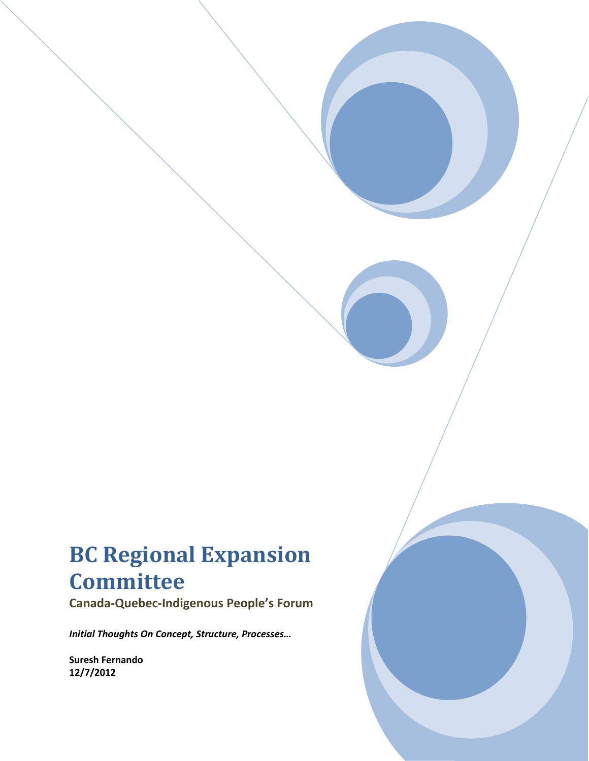# BC Regional Expansion Committee

**Canada-Quebec-Indigenous People's Forum**

***Initial Thoughts On Concept, Structure, Processes…***

**Suresh Fernando**
**12/7/2012**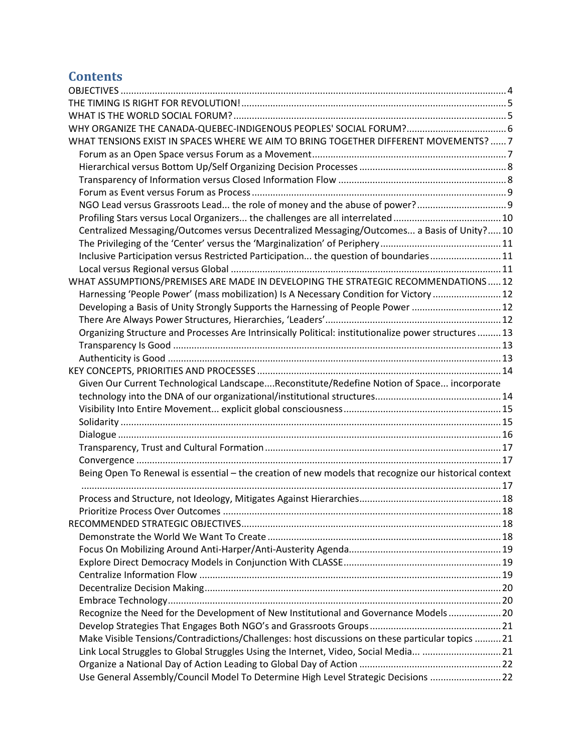# Contents

- OBJECTIVES ..... 4
- THE TIMING IS RIGHT FOR REVOLUTION! ..... 5
- WHAT IS THE WORLD SOCIAL FORUM? ..... 5
- WHY ORGANIZE THE CANADA-QUEBEC-INDIGENOUS PEOPLES' SOCIAL FORUM? ..... 6
- WHAT TENSIONS EXIST IN SPACES WHERE WE AIM TO BRING TOGETHER DIFFERENT MOVEMENTS? ..... 7
  - Forum as an Open Space versus Forum as a Movement ..... 7
  - Hierarchical versus Bottom Up/Self Organizing Decision Processes ..... 8
  - Transparency of Information versus Closed Information Flow ..... 8
  - Forum as Event versus Forum as Process ..... 9
  - NGO Lead versus Grassroots Lead... the role of money and the abuse of power? ..... 9
  - Profiling Stars versus Local Organizers... the challenges are all interrelated ..... 10
  - Centralized Messaging/Outcomes versus Decentralized Messaging/Outcomes... a Basis of Unity? ..... 10
  - The Privileging of the 'Center' versus the 'Marginalization' of Periphery ..... 11
  - Inclusive Participation versus Restricted Participation... the question of boundaries ..... 11
  - Local versus Regional versus Global ..... 11
- WHAT ASSUMPTIONS/PREMISES ARE MADE IN DEVELOPING THE STRATEGIC RECOMMENDATIONS ..... 12
  - Harnessing 'People Power' (mass mobilization) Is A Necessary Condition for Victory ..... 12
  - Developing a Basis of Unity Strongly Supports the Harnessing of People Power ..... 12
  - There Are Always Power Structures, Hierarchies, 'Leaders' ..... 12
  - Organizing Structure and Processes Are Intrinsically Political: institutionalize power structures ..... 13
  - Transparency Is Good ..... 13
  - Authenticity is Good ..... 13
- KEY CONCEPTS, PRIORITIES AND PROCESSES ..... 14
  - Given Our Current Technological Landscape....Reconstitute/Redefine Notion of Space... incorporate technology into the DNA of our organizational/institutional structures ..... 14
  - Visibility Into Entire Movement... explicit global consciousness ..... 15
  - Solidarity ..... 15
  - Dialogue ..... 16
  - Transparency, Trust and Cultural Formation ..... 17
  - Convergence ..... 17
  - Being Open To Renewal is essential – the creation of new models that recognize our historical context ..... 17
  - Process and Structure, not Ideology, Mitigates Against Hierarchies ..... 18
  - Prioritize Process Over Outcomes ..... 18
- RECOMMENDED STRATEGIC OBJECTIVES ..... 18
  - Demonstrate the World We Want To Create ..... 18
  - Focus On Mobilizing Around Anti-Harper/Anti-Austerity Agenda ..... 19
  - Explore Direct Democracy Models in Conjunction With CLASSE ..... 19
  - Centralize Information Flow ..... 19
  - Decentralize Decision Making ..... 20
  - Embrace Technology ..... 20
  - Recognize the Need for the Development of New Institutional and Governance Models ..... 20
  - Develop Strategies That Engages Both NGO's and Grassroots Groups ..... 21
  - Make Visible Tensions/Contradictions/Challenges: host discussions on these particular topics ..... 21
  - Link Local Struggles to Global Struggles Using the Internet, Video, Social Media... ..... 21
  - Organize a National Day of Action Leading to Global Day of Action ..... 22
  - Use General Assembly/Council Model To Determine High Level Strategic Decisions ..... 22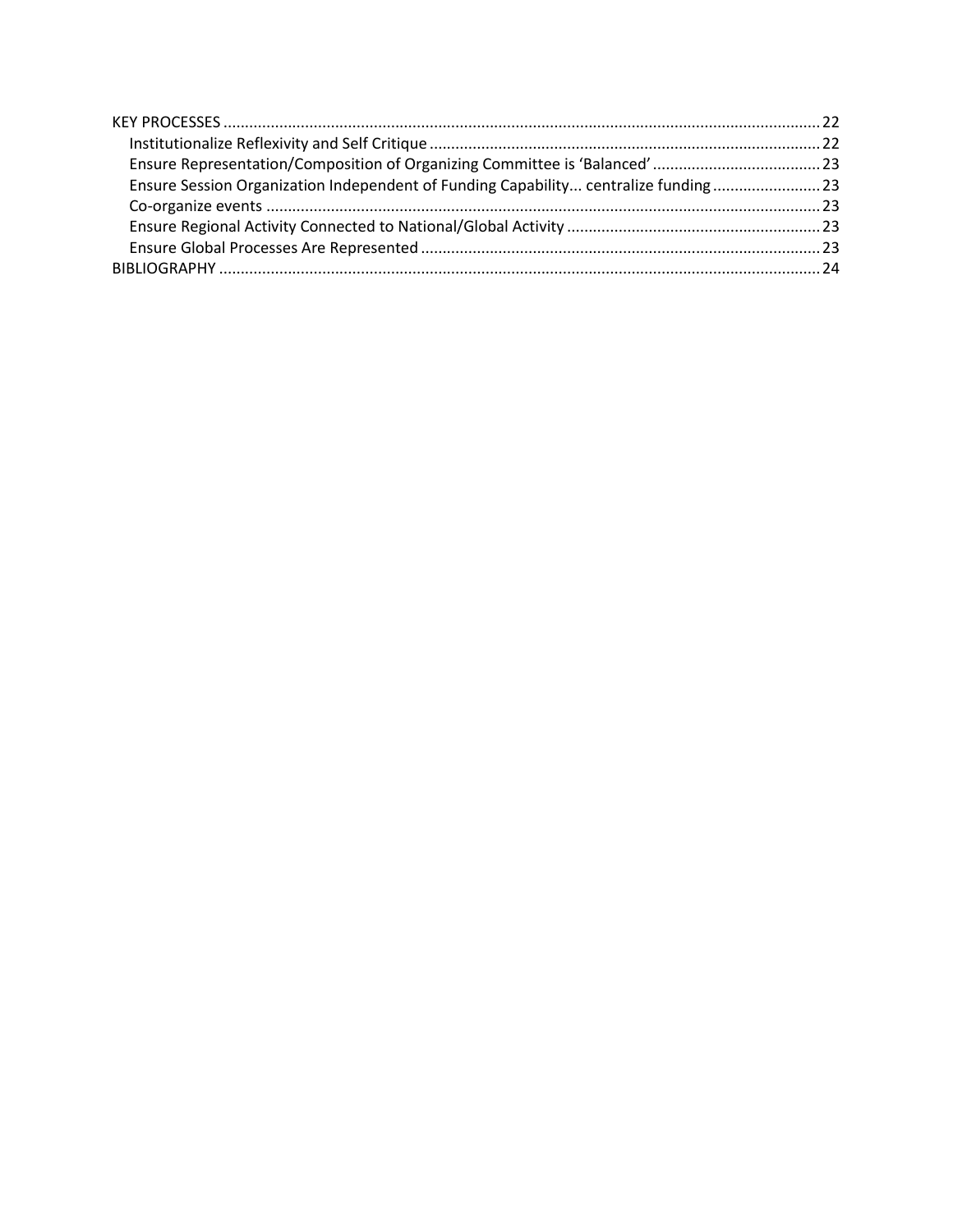KEY PROCESSES ........................................................ 22
- Institutionalize Reflexivity and Self Critique ........................................................ 22
- Ensure Representation/Composition of Organizing Committee is 'Balanced' ........................................................ 23
- Ensure Session Organization Independent of Funding Capability... centralize funding ........................................................ 23
- Co-organize events ........................................................ 23
- Ensure Regional Activity Connected to National/Global Activity ........................................................ 23
- Ensure Global Processes Are Represented ........................................................ 23

BIBLIOGRAPHY ........................................................ 24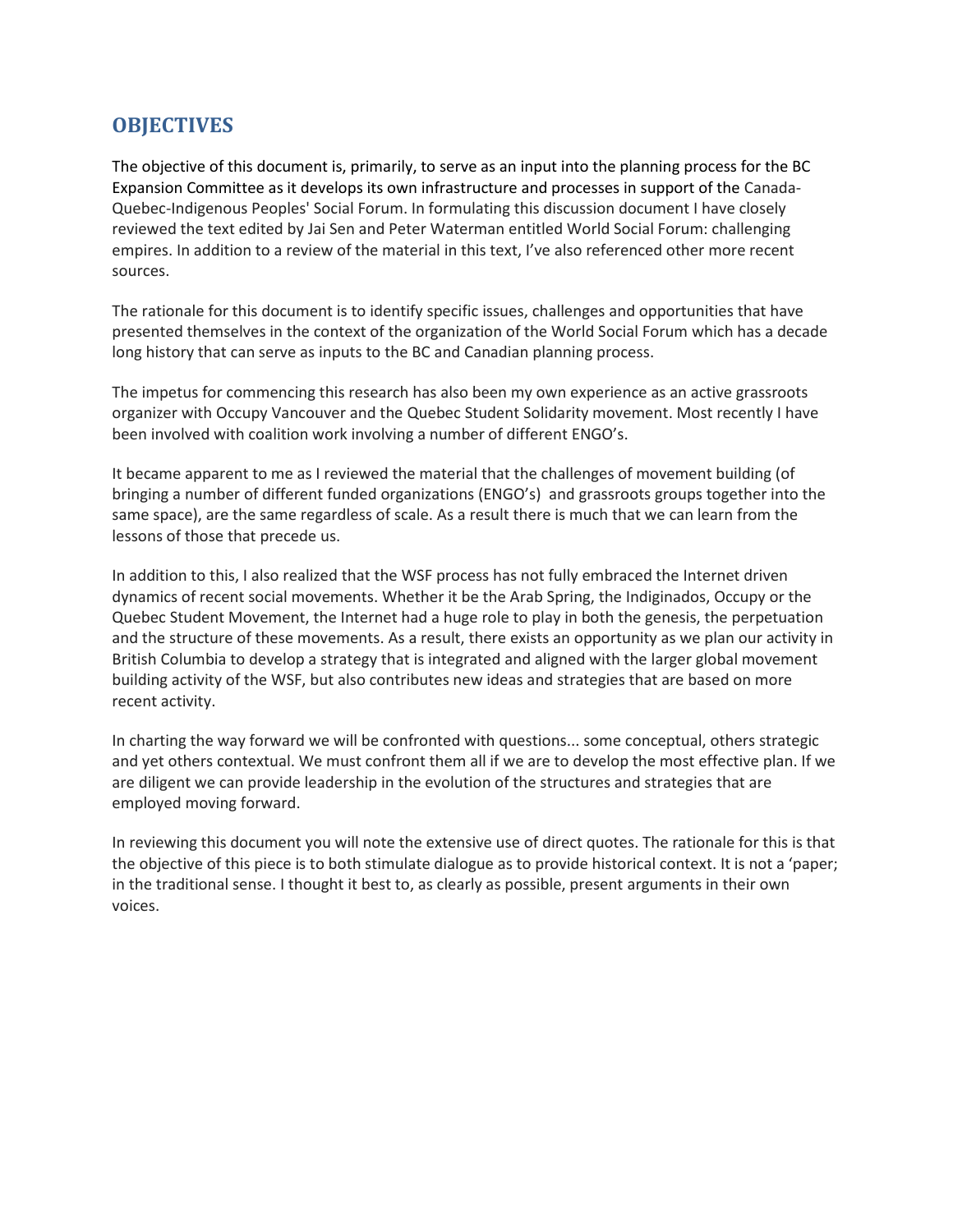# OBJECTIVES

The objective of this document is, primarily, to serve as an input into the planning process for the BC Expansion Committee as it develops its own infrastructure and processes in support of the Canada-Quebec-Indigenous Peoples' Social Forum. In formulating this discussion document I have closely reviewed the text edited by Jai Sen and Peter Waterman entitled World Social Forum: challenging empires. In addition to a review of the material in this text, I've also referenced other more recent sources.

The rationale for this document is to identify specific issues, challenges and opportunities that have presented themselves in the context of the organization of the World Social Forum which has a decade long history that can serve as inputs to the BC and Canadian planning process.

The impetus for commencing this research has also been my own experience as an active grassroots organizer with Occupy Vancouver and the Quebec Student Solidarity movement. Most recently I have been involved with coalition work involving a number of different ENGO's.

It became apparent to me as I reviewed the material that the challenges of movement building (of bringing a number of different funded organizations (ENGO's) and grassroots groups together into the same space), are the same regardless of scale. As a result there is much that we can learn from the lessons of those that precede us.

In addition to this, I also realized that the WSF process has not fully embraced the Internet driven dynamics of recent social movements. Whether it be the Arab Spring, the Indiginados, Occupy or the Quebec Student Movement, the Internet had a huge role to play in both the genesis, the perpetuation and the structure of these movements. As a result, there exists an opportunity as we plan our activity in British Columbia to develop a strategy that is integrated and aligned with the larger global movement building activity of the WSF, but also contributes new ideas and strategies that are based on more recent activity.

In charting the way forward we will be confronted with questions... some conceptual, others strategic and yet others contextual. We must confront them all if we are to develop the most effective plan. If we are diligent we can provide leadership in the evolution of the structures and strategies that are employed moving forward.

In reviewing this document you will note the extensive use of direct quotes. The rationale for this is that the objective of this piece is to both stimulate dialogue as to provide historical context. It is not a 'paper; in the traditional sense. I thought it best to, as clearly as possible, present arguments in their own voices.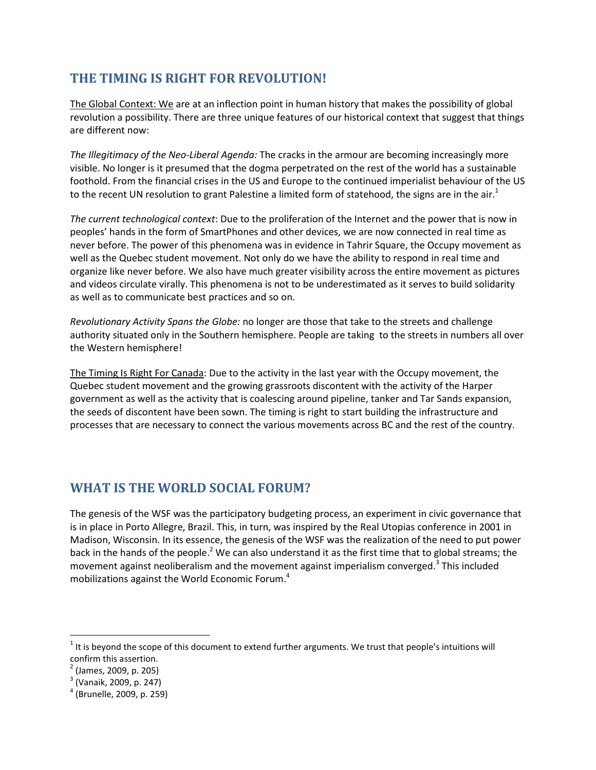## THE TIMING IS RIGHT FOR REVOLUTION!

The Global Context: We are at an inflection point in human history that makes the possibility of global revolution a possibility. There are three unique features of our historical context that suggest that things are different now:

*The Illegitimacy of the Neo-Liberal Agenda:* The cracks in the armour are becoming increasingly more visible. No longer is it presumed that the dogma perpetrated on the rest of the world has a sustainable foothold. From the financial crises in the US and Europe to the continued imperialist behaviour of the US to the recent UN resolution to grant Palestine a limited form of statehood, the signs are in the air.[1]

*The current technological context*: Due to the proliferation of the Internet and the power that is now in peoples' hands in the form of SmartPhones and other devices, we are now connected in real time as never before. The power of this phenomena was in evidence in Tahrir Square, the Occupy movement as well as the Quebec student movement. Not only do we have the ability to respond in real time and organize like never before. We also have much greater visibility across the entire movement as pictures and videos circulate virally. This phenomena is not to be underestimated as it serves to build solidarity as well as to communicate best practices and so on.

*Revolutionary Activity Spans the Globe:* no longer are those that take to the streets and challenge authority situated only in the Southern hemisphere. People are taking to the streets in numbers all over the Western hemisphere!

The Timing Is Right For Canada: Due to the activity in the last year with the Occupy movement, the Quebec student movement and the growing grassroots discontent with the activity of the Harper government as well as the activity that is coalescing around pipeline, tanker and Tar Sands expansion, the seeds of discontent have been sown. The timing is right to start building the infrastructure and processes that are necessary to connect the various movements across BC and the rest of the country.

## WHAT IS THE WORLD SOCIAL FORUM?

The genesis of the WSF was the participatory budgeting process, an experiment in civic governance that is in place in Porto Allegre, Brazil. This, in turn, was inspired by the Real Utopias conference in 2001 in Madison, Wisconsin. In its essence, the genesis of the WSF was the realization of the need to put power back in the hands of the people.[2] We can also understand it as the first time that to global streams; the movement against neoliberalism and the movement against imperialism converged.[3] This included mobilizations against the World Economic Forum.[4]

---

[1] It is beyond the scope of this document to extend further arguments. We trust that people's intuitions will confirm this assertion.

[2] (James, 2009, p. 205)

[3] (Vanaik, 2009, p. 247)

[4] (Brunelle, 2009, p. 259)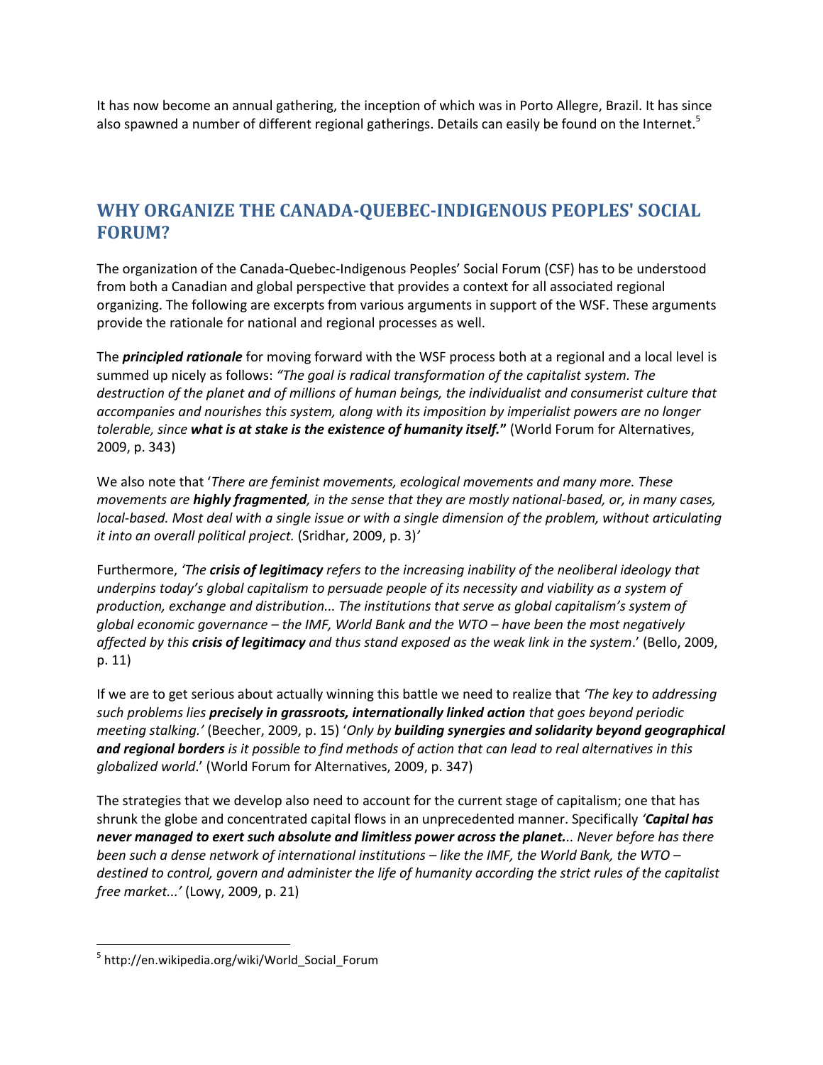It has now become an annual gathering, the inception of which was in Porto Allegre, Brazil. It has since also spawned a number of different regional gatherings. Details can easily be found on the Internet.[5]

## WHY ORGANIZE THE CANADA-QUEBEC-INDIGENOUS PEOPLES' SOCIAL FORUM?

The organization of the Canada-Quebec-Indigenous Peoples' Social Forum (CSF) has to be understood from both a Canadian and global perspective that provides a context for all associated regional organizing. The following are excerpts from various arguments in support of the WSF. These arguments provide the rationale for national and regional processes as well.

The ***principled rationale*** for moving forward with the WSF process both at a regional and a local level is summed up nicely as follows: *"The goal is radical transformation of the capitalist system. The destruction of the planet and of millions of human beings, the individualist and consumerist culture that accompanies and nourishes this system, along with its imposition by imperialist powers are no longer tolerable, since* ***what is at stake is the existence of humanity itself."*** (World Forum for Alternatives, 2009, p. 343)

We also note that '*There are feminist movements, ecological movements and many more. These movements are* ***highly fragmented****, in the sense that they are mostly national-based, or, in many cases, local-based. Most deal with a single issue or with a single dimension of the problem, without articulating it into an overall political project.* (Sridhar, 2009, p. 3)*'*

Furthermore, *'The* ***crisis of legitimacy*** *refers to the increasing inability of the neoliberal ideology that underpins today's global capitalism to persuade people of its necessity and viability as a system of production, exchange and distribution... The institutions that serve as global capitalism's system of global economic governance – the IMF, World Bank and the WTO – have been the most negatively affected by this* ***crisis of legitimacy*** *and thus stand exposed as the weak link in the system*.' (Bello, 2009, p. 11)

If we are to get serious about actually winning this battle we need to realize that *'The key to addressing such problems lies* ***precisely in grassroots, internationally linked action*** *that goes beyond periodic meeting stalking.'* (Beecher, 2009, p. 15) '*Only by* ***building synergies and solidarity beyond geographical and regional borders*** *is it possible to find methods of action that can lead to real alternatives in this globalized world*.' (World Forum for Alternatives, 2009, p. 347)

The strategies that we develop also need to account for the current stage of capitalism; one that has shrunk the globe and concentrated capital flows in an unprecedented manner. Specifically *'****Capital has never managed to exert such absolute and limitless power across the planet.****.. Never before has there been such a dense network of international institutions – like the IMF, the World Bank, the WTO – destined to control, govern and administer the life of humanity according the strict rules of the capitalist free market...'* (Lowy, 2009, p. 21)

---

[5] http://en.wikipedia.org/wiki/World_Social_Forum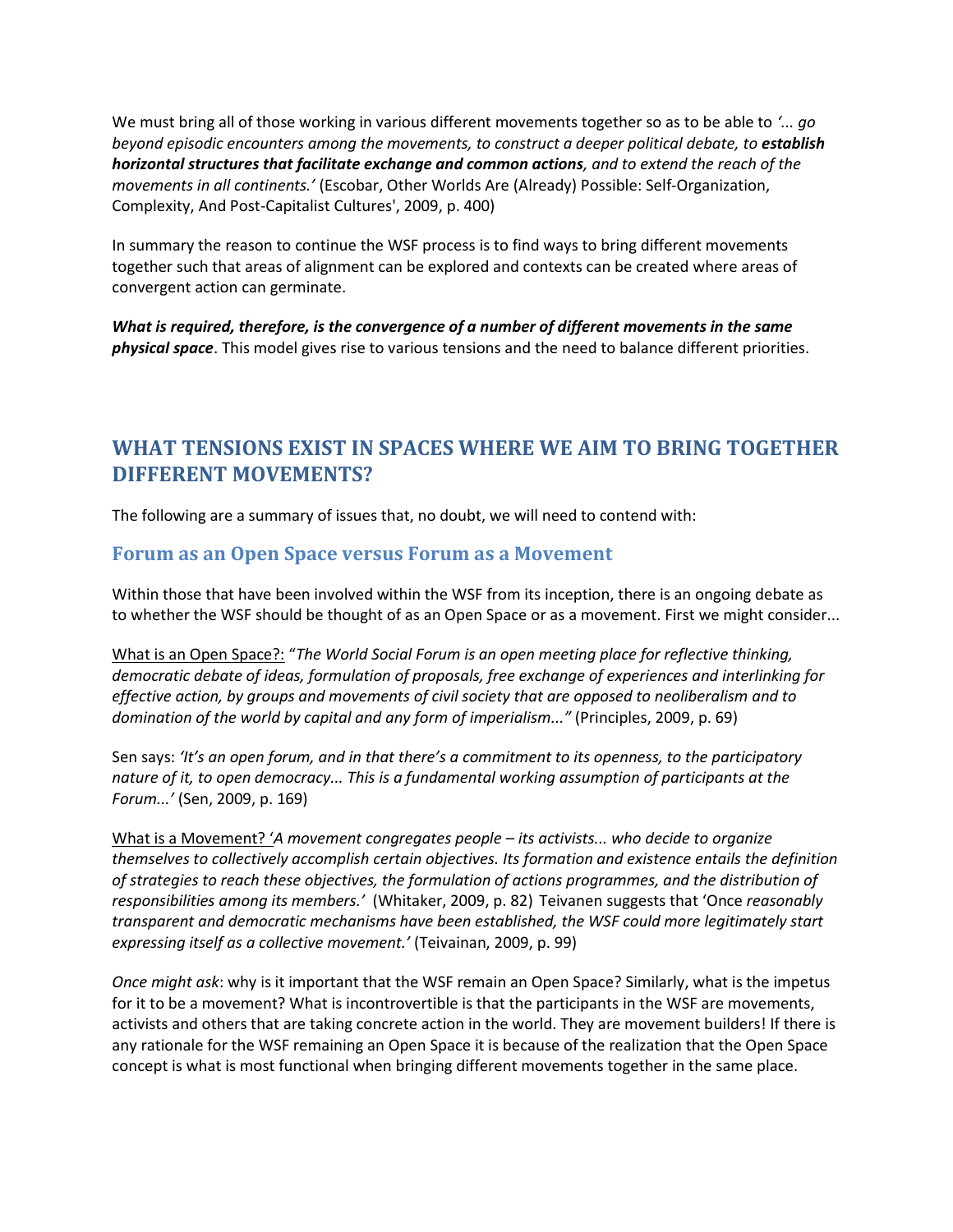We must bring all of those working in various different movements together so as to be able to *'... go beyond episodic encounters among the movements, to construct a deeper political debate, to **establish horizontal structures that facilitate exchange and common actions**, and to extend the reach of the movements in all continents.'* (Escobar, Other Worlds Are (Already) Possible: Self-Organization, Complexity, And Post-Capitalist Cultures', 2009, p. 400)

In summary the reason to continue the WSF process is to find ways to bring different movements together such that areas of alignment can be explored and contexts can be created where areas of convergent action can germinate.

***What is required, therefore, is the convergence of a number of different movements in the same physical space***. This model gives rise to various tensions and the need to balance different priorities.

## WHAT TENSIONS EXIST IN SPACES WHERE WE AIM TO BRING TOGETHER DIFFERENT MOVEMENTS?

The following are a summary of issues that, no doubt, we will need to contend with:

### Forum as an Open Space versus Forum as a Movement

Within those that have been involved within the WSF from its inception, there is an ongoing debate as to whether the WSF should be thought of as an Open Space or as a movement. First we might consider...

What is an Open Space?: "*The World Social Forum is an open meeting place for reflective thinking, democratic debate of ideas, formulation of proposals, free exchange of experiences and interlinking for effective action, by groups and movements of civil society that are opposed to neoliberalism and to domination of the world by capital and any form of imperialism..."* (Principles, 2009, p. 69)

Sen says: *'It's an open forum, and in that there's a commitment to its openness, to the participatory nature of it, to open democracy... This is a fundamental working assumption of participants at the Forum...'* (Sen, 2009, p. 169)

What is a Movement? '*A movement congregates people – its activists... who decide to organize themselves to collectively accomplish certain objectives. Its formation and existence entails the definition of strategies to reach these objectives, the formulation of actions programmes, and the distribution of responsibilities among its members.'* (Whitaker, 2009, p. 82) Teivanen suggests that 'Once *reasonably transparent and democratic mechanisms have been established, the WSF could more legitimately start expressing itself as a collective movement.'* (Teivainan, 2009, p. 99)

*Once might ask*: why is it important that the WSF remain an Open Space? Similarly, what is the impetus for it to be a movement? What is incontrovertible is that the participants in the WSF are movements, activists and others that are taking concrete action in the world. They are movement builders! If there is any rationale for the WSF remaining an Open Space it is because of the realization that the Open Space concept is what is most functional when bringing different movements together in the same place.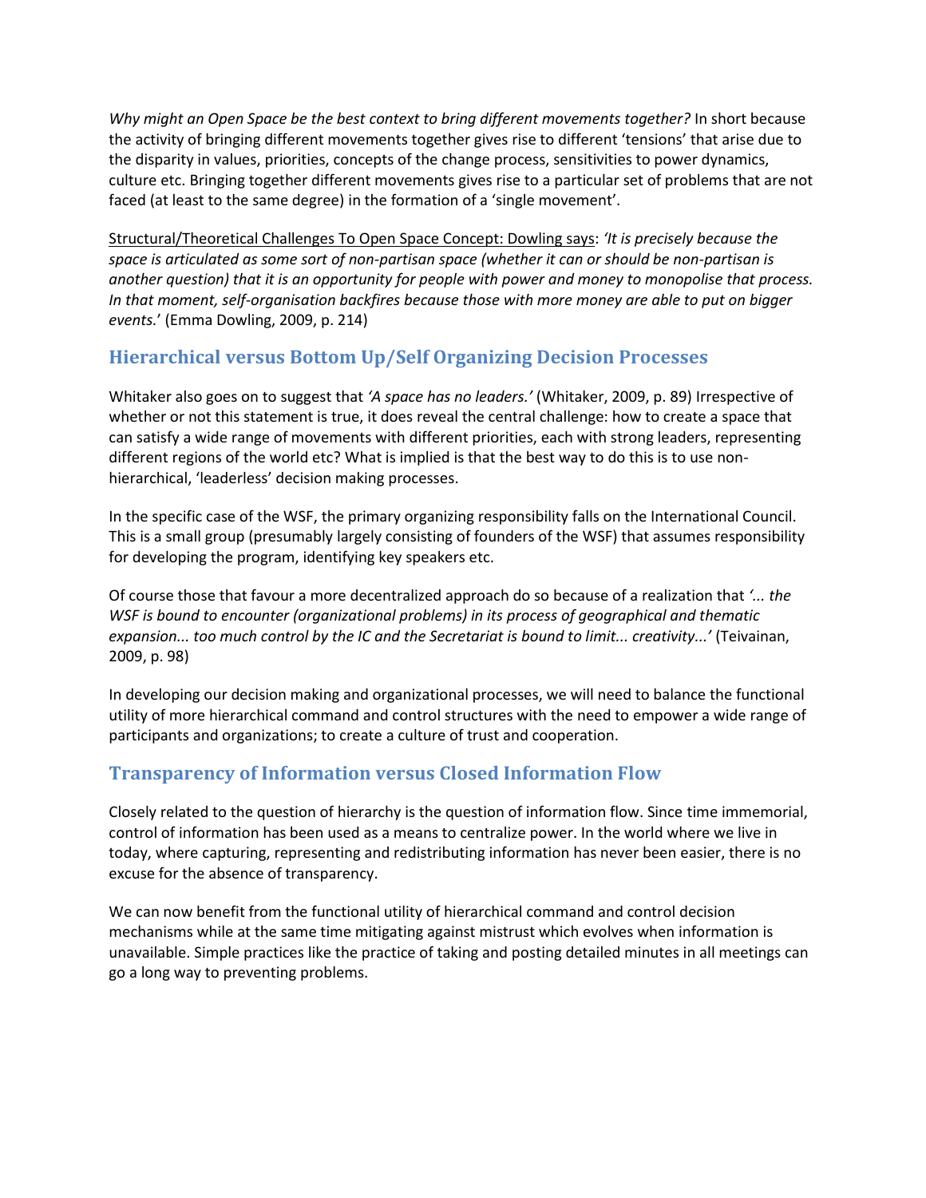*Why might an Open Space be the best context to bring different movements together?* In short because the activity of bringing different movements together gives rise to different 'tensions' that arise due to the disparity in values, priorities, concepts of the change process, sensitivities to power dynamics, culture etc. Bringing together different movements gives rise to a particular set of problems that are not faced (at least to the same degree) in the formation of a 'single movement'.

<u>Structural/Theoretical Challenges To Open Space Concept: Dowling says</u>: *'It is precisely because the space is articulated as some sort of non-partisan space (whether it can or should be non-partisan is another question) that it is an opportunity for people with power and money to monopolise that process. In that moment, self-organisation backfires because those with more money are able to put on bigger events.*' (Emma Dowling, 2009, p. 214)

## Hierarchical versus Bottom Up/Self Organizing Decision Processes

Whitaker also goes on to suggest that *'A space has no leaders.'* (Whitaker, 2009, p. 89) Irrespective of whether or not this statement is true, it does reveal the central challenge: how to create a space that can satisfy a wide range of movements with different priorities, each with strong leaders, representing different regions of the world etc? What is implied is that the best way to do this is to use non-hierarchical, 'leaderless' decision making processes.

In the specific case of the WSF, the primary organizing responsibility falls on the International Council. This is a small group (presumably largely consisting of founders of the WSF) that assumes responsibility for developing the program, identifying key speakers etc.

Of course those that favour a more decentralized approach do so because of a realization that *'... the WSF is bound to encounter (organizational problems) in its process of geographical and thematic expansion... too much control by the IC and the Secretariat is bound to limit... creativity...'* (Teivainan, 2009, p. 98)

In developing our decision making and organizational processes, we will need to balance the functional utility of more hierarchical command and control structures with the need to empower a wide range of participants and organizations; to create a culture of trust and cooperation.

## Transparency of Information versus Closed Information Flow

Closely related to the question of hierarchy is the question of information flow. Since time immemorial, control of information has been used as a means to centralize power. In the world where we live in today, where capturing, representing and redistributing information has never been easier, there is no excuse for the absence of transparency.

We can now benefit from the functional utility of hierarchical command and control decision mechanisms while at the same time mitigating against mistrust which evolves when information is unavailable. Simple practices like the practice of taking and posting detailed minutes in all meetings can go a long way to preventing problems.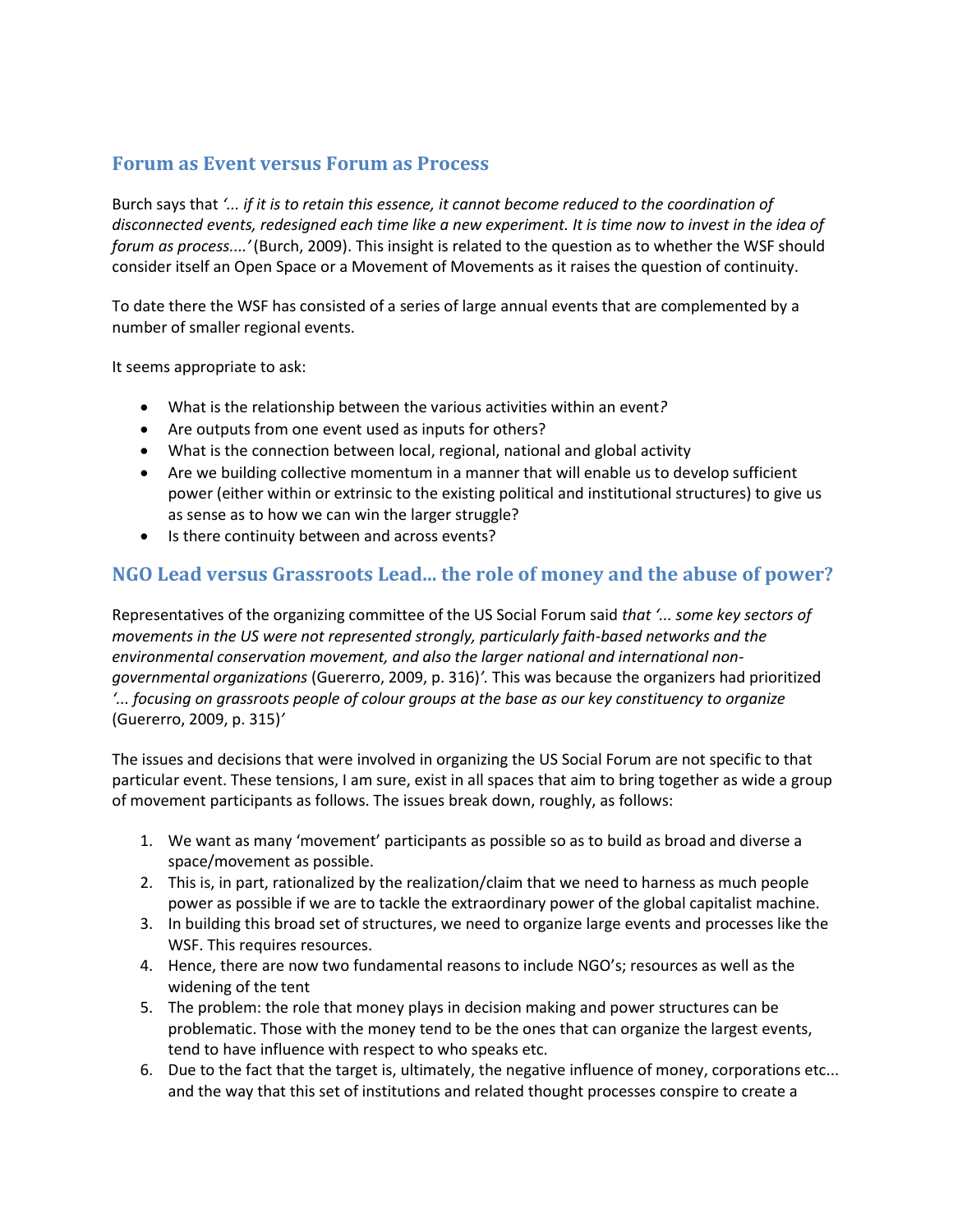## Forum as Event versus Forum as Process

Burch says that *'... if it is to retain this essence, it cannot become reduced to the coordination of disconnected events, redesigned each time like a new experiment. It is time now to invest in the idea of forum as process....'* (Burch, 2009). This insight is related to the question as to whether the WSF should consider itself an Open Space or a Movement of Movements as it raises the question of continuity.

To date there the WSF has consisted of a series of large annual events that are complemented by a number of smaller regional events.

It seems appropriate to ask:

- What is the relationship between the various activities within an event*?*
- Are outputs from one event used as inputs for others?
- What is the connection between local, regional, national and global activity
- Are we building collective momentum in a manner that will enable us to develop sufficient power (either within or extrinsic to the existing political and institutional structures) to give us as sense as to how we can win the larger struggle?
- Is there continuity between and across events?

## NGO Lead versus Grassroots Lead... the role of money and the abuse of power?

Representatives of the organizing committee of the US Social Forum said *that '... some key sectors of movements in the US were not represented strongly, particularly faith-based networks and the environmental conservation movement, and also the larger national and international non-governmental organizations* (Guererro, 2009, p. 316)*'*. This was because the organizers had prioritized *'... focusing on grassroots people of colour groups at the base as our key constituency to organize* (Guererro, 2009, p. 315)*'*

The issues and decisions that were involved in organizing the US Social Forum are not specific to that particular event. These tensions, I am sure, exist in all spaces that aim to bring together as wide a group of movement participants as follows. The issues break down, roughly, as follows:

1. We want as many 'movement' participants as possible so as to build as broad and diverse a space/movement as possible.
2. This is, in part, rationalized by the realization/claim that we need to harness as much people power as possible if we are to tackle the extraordinary power of the global capitalist machine.
3. In building this broad set of structures, we need to organize large events and processes like the WSF. This requires resources.
4. Hence, there are now two fundamental reasons to include NGO's; resources as well as the widening of the tent
5. The problem: the role that money plays in decision making and power structures can be problematic. Those with the money tend to be the ones that can organize the largest events, tend to have influence with respect to who speaks etc.
6. Due to the fact that the target is, ultimately, the negative influence of money, corporations etc... and the way that this set of institutions and related thought processes conspire to create a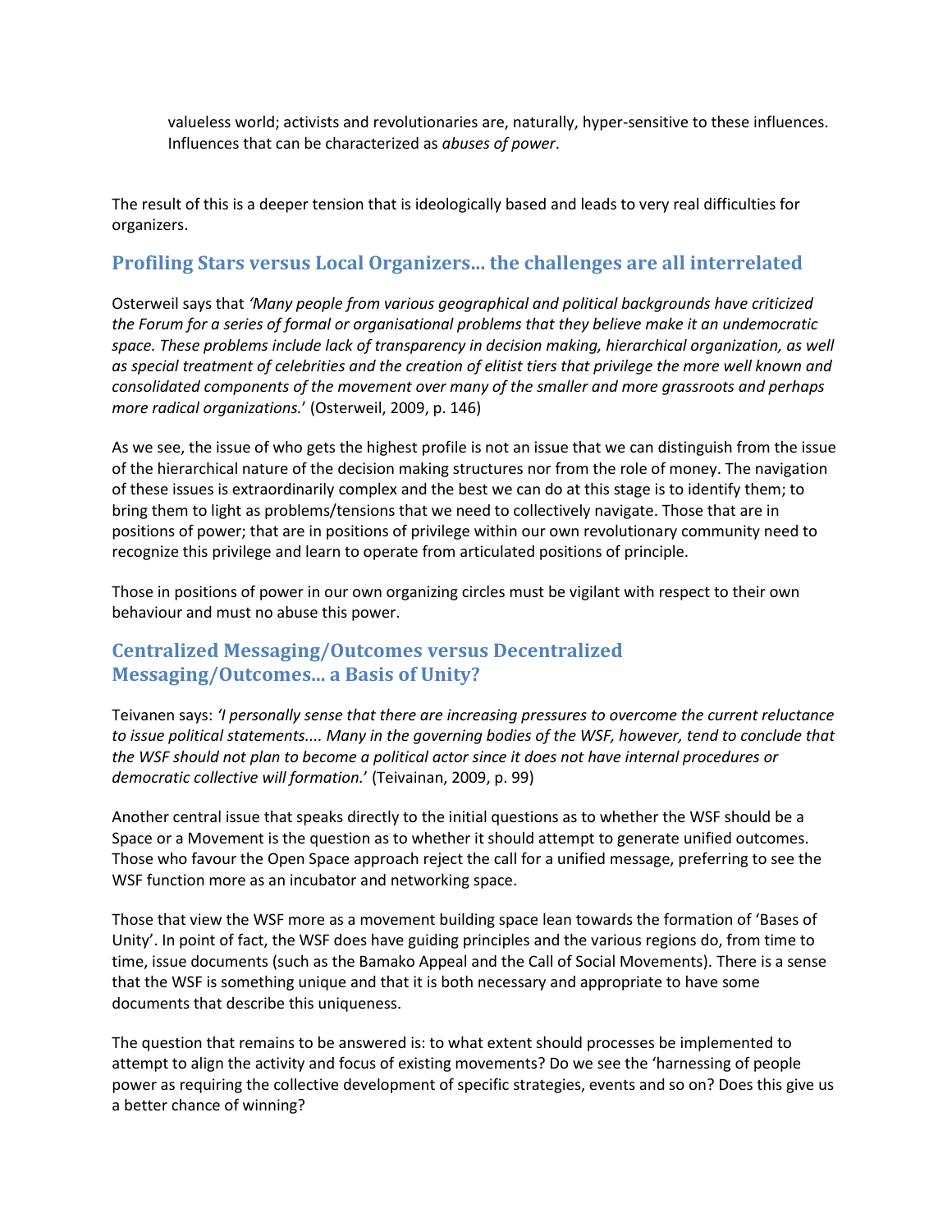> valueless world; activists and revolutionaries are, naturally, hyper-sensitive to these influences. Influences that can be characterized as *abuses of power*.

The result of this is a deeper tension that is ideologically based and leads to very real difficulties for organizers.

## Profiling Stars versus Local Organizers... the challenges are all interrelated

Osterweil says that *'Many people from various geographical and political backgrounds have criticized the Forum for a series of formal or organisational problems that they believe make it an undemocratic space. These problems include lack of transparency in decision making, hierarchical organization, as well as special treatment of celebrities and the creation of elitist tiers that privilege the more well known and consolidated components of the movement over many of the smaller and more grassroots and perhaps more radical organizations.*' (Osterweil, 2009, p. 146)

As we see, the issue of who gets the highest profile is not an issue that we can distinguish from the issue of the hierarchical nature of the decision making structures nor from the role of money. The navigation of these issues is extraordinarily complex and the best we can do at this stage is to identify them; to bring them to light as problems/tensions that we need to collectively navigate. Those that are in positions of power; that are in positions of privilege within our own revolutionary community need to recognize this privilege and learn to operate from articulated positions of principle.

Those in positions of power in our own organizing circles must be vigilant with respect to their own behaviour and must no abuse this power.

## Centralized Messaging/Outcomes versus Decentralized Messaging/Outcomes... a Basis of Unity?

Teivanen says: *'I personally sense that there are increasing pressures to overcome the current reluctance to issue political statements.... Many in the governing bodies of the WSF, however, tend to conclude that the WSF should not plan to become a political actor since it does not have internal procedures or democratic collective will formation.*' (Teivainan, 2009, p. 99)

Another central issue that speaks directly to the initial questions as to whether the WSF should be a Space or a Movement is the question as to whether it should attempt to generate unified outcomes. Those who favour the Open Space approach reject the call for a unified message, preferring to see the WSF function more as an incubator and networking space.

Those that view the WSF more as a movement building space lean towards the formation of 'Bases of Unity'. In point of fact, the WSF does have guiding principles and the various regions do, from time to time, issue documents (such as the Bamako Appeal and the Call of Social Movements). There is a sense that the WSF is something unique and that it is both necessary and appropriate to have some documents that describe this uniqueness.

The question that remains to be answered is: to what extent should processes be implemented to attempt to align the activity and focus of existing movements? Do we see the 'harnessing of people power as requiring the collective development of specific strategies, events and so on? Does this give us a better chance of winning?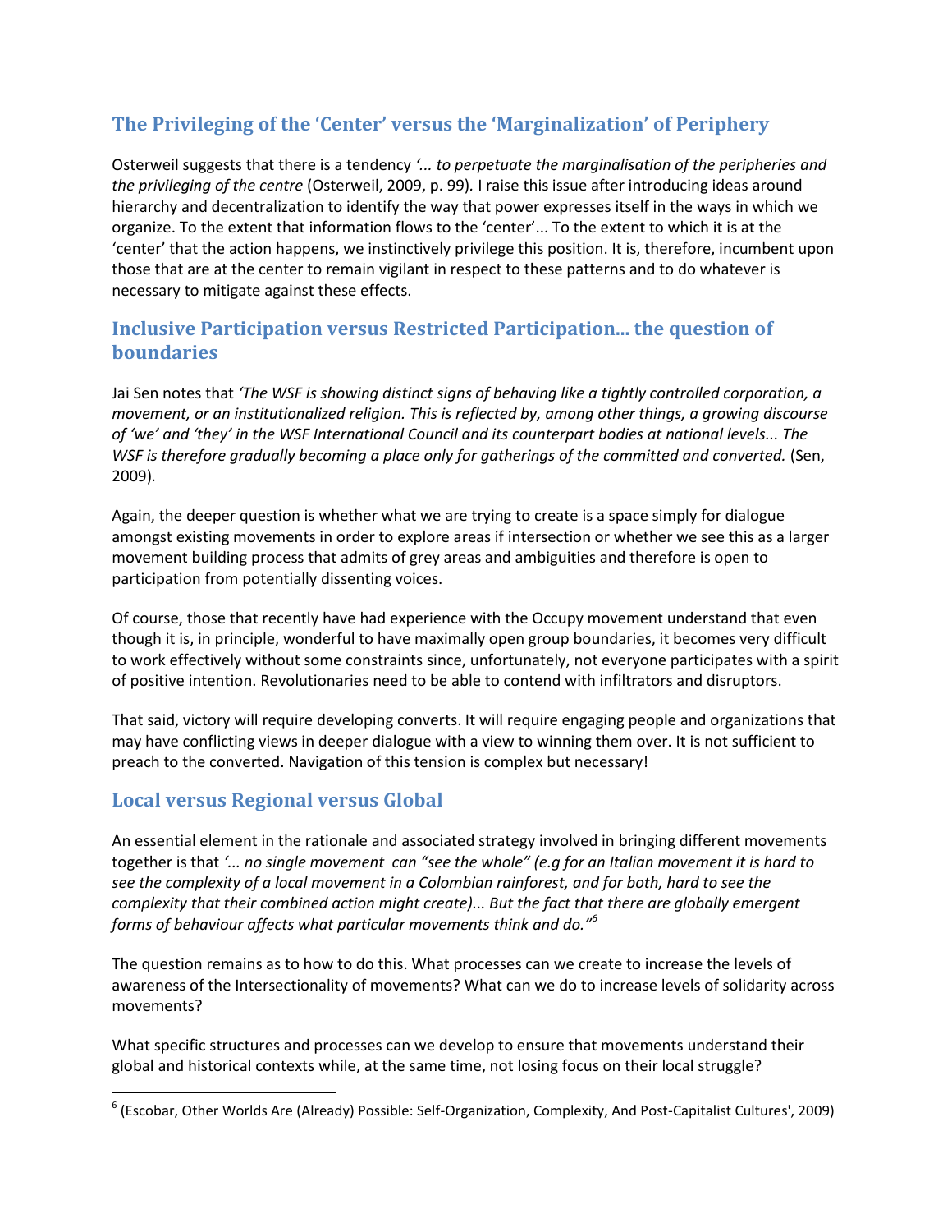## The Privileging of the 'Center' versus the 'Marginalization' of Periphery

Osterweil suggests that there is a tendency *'... to perpetuate the marginalisation of the peripheries and the privileging of the centre* (Osterweil, 2009, p. 99). I raise this issue after introducing ideas around hierarchy and decentralization to identify the way that power expresses itself in the ways in which we organize. To the extent that information flows to the 'center'... To the extent to which it is at the 'center' that the action happens, we instinctively privilege this position. It is, therefore, incumbent upon those that are at the center to remain vigilant in respect to these patterns and to do whatever is necessary to mitigate against these effects.

## Inclusive Participation versus Restricted Participation... the question of boundaries

Jai Sen notes that *'The WSF is showing distinct signs of behaving like a tightly controlled corporation, a movement, or an institutionalized religion. This is reflected by, among other things, a growing discourse of 'we' and 'they' in the WSF International Council and its counterpart bodies at national levels... The WSF is therefore gradually becoming a place only for gatherings of the committed and converted.* (Sen, 2009).

Again, the deeper question is whether what we are trying to create is a space simply for dialogue amongst existing movements in order to explore areas if intersection or whether we see this as a larger movement building process that admits of grey areas and ambiguities and therefore is open to participation from potentially dissenting voices.

Of course, those that recently have had experience with the Occupy movement understand that even though it is, in principle, wonderful to have maximally open group boundaries, it becomes very difficult to work effectively without some constraints since, unfortunately, not everyone participates with a spirit of positive intention. Revolutionaries need to be able to contend with infiltrators and disruptors.

That said, victory will require developing converts. It will require engaging people and organizations that may have conflicting views in deeper dialogue with a view to winning them over. It is not sufficient to preach to the converted. Navigation of this tension is complex but necessary!

## Local versus Regional versus Global

An essential element in the rationale and associated strategy involved in bringing different movements together is that *'... no single movement can "see the whole" (e.g for an Italian movement it is hard to see the complexity of a local movement in a Colombian rainforest, and for both, hard to see the complexity that their combined action might create)... But the fact that there are globally emergent forms of behaviour affects what particular movements think and do."*[6]

The question remains as to how to do this. What processes can we create to increase the levels of awareness of the Intersectionality of movements? What can we do to increase levels of solidarity across movements?

What specific structures and processes can we develop to ensure that movements understand their global and historical contexts while, at the same time, not losing focus on their local struggle?

[6] (Escobar, Other Worlds Are (Already) Possible: Self-Organization, Complexity, And Post-Capitalist Cultures', 2009)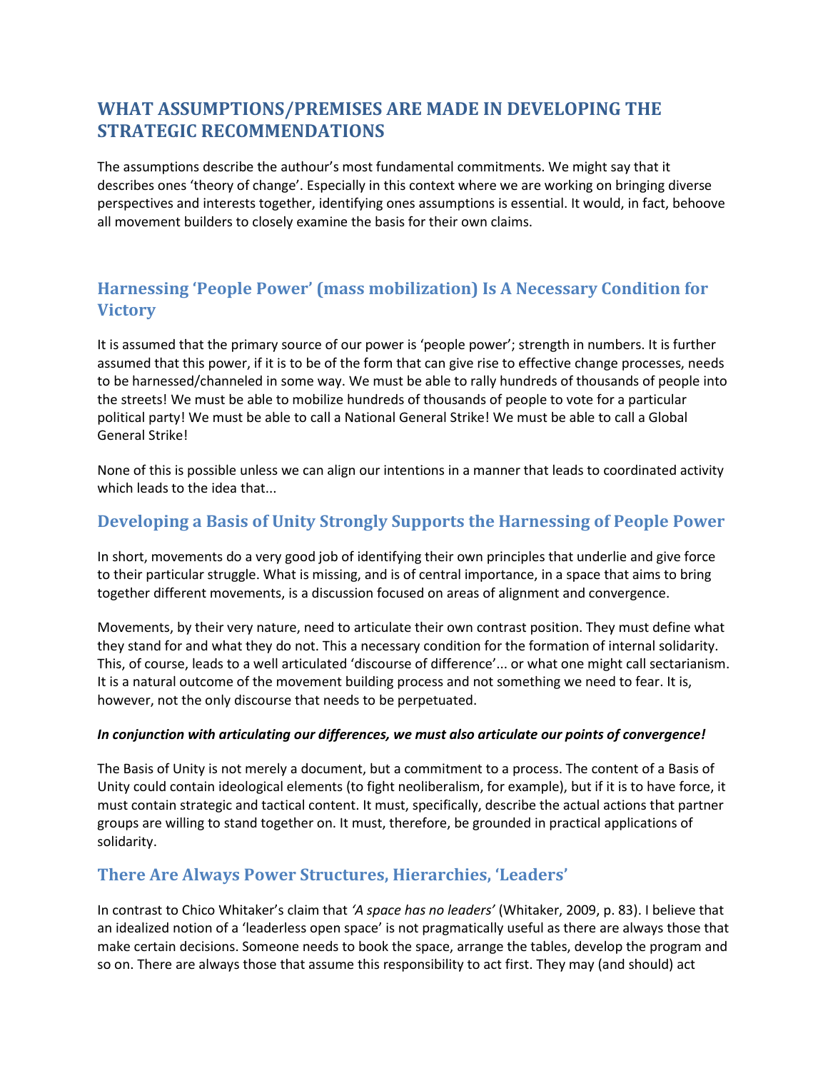## WHAT ASSUMPTIONS/PREMISES ARE MADE IN DEVELOPING THE STRATEGIC RECOMMENDATIONS

The assumptions describe the authour's most fundamental commitments. We might say that it describes ones 'theory of change'. Especially in this context where we are working on bringing diverse perspectives and interests together, identifying ones assumptions is essential. It would, in fact, behoove all movement builders to closely examine the basis for their own claims.

### Harnessing 'People Power' (mass mobilization) Is A Necessary Condition for Victory

It is assumed that the primary source of our power is 'people power'; strength in numbers. It is further assumed that this power, if it is to be of the form that can give rise to effective change processes, needs to be harnessed/channeled in some way. We must be able to rally hundreds of thousands of people into the streets! We must be able to mobilize hundreds of thousands of people to vote for a particular political party! We must be able to call a National General Strike! We must be able to call a Global General Strike!

None of this is possible unless we can align our intentions in a manner that leads to coordinated activity which leads to the idea that...

### Developing a Basis of Unity Strongly Supports the Harnessing of People Power

In short, movements do a very good job of identifying their own principles that underlie and give force to their particular struggle. What is missing, and is of central importance, in a space that aims to bring together different movements, is a discussion focused on areas of alignment and convergence.

Movements, by their very nature, need to articulate their own contrast position. They must define what they stand for and what they do not. This a necessary condition for the formation of internal solidarity. This, of course, leads to a well articulated 'discourse of difference'... or what one might call sectarianism. It is a natural outcome of the movement building process and not something we need to fear. It is, however, not the only discourse that needs to be perpetuated.

***In conjunction with articulating our differences, we must also articulate our points of convergence!***

The Basis of Unity is not merely a document, but a commitment to a process. The content of a Basis of Unity could contain ideological elements (to fight neoliberalism, for example), but if it is to have force, it must contain strategic and tactical content. It must, specifically, describe the actual actions that partner groups are willing to stand together on. It must, therefore, be grounded in practical applications of solidarity.

### There Are Always Power Structures, Hierarchies, 'Leaders'

In contrast to Chico Whitaker's claim that *'A space has no leaders'* (Whitaker, 2009, p. 83). I believe that an idealized notion of a 'leaderless open space' is not pragmatically useful as there are always those that make certain decisions. Someone needs to book the space, arrange the tables, develop the program and so on. There are always those that assume this responsibility to act first. They may (and should) act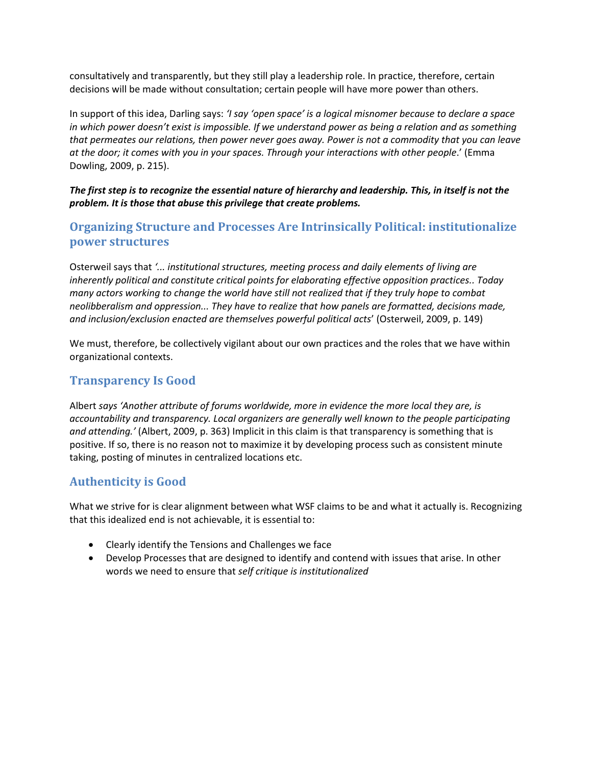consultatively and transparently, but they still play a leadership role. In practice, therefore, certain decisions will be made without consultation; certain people will have more power than others.

In support of this idea, Darling says: *'I say 'open space' is a logical misnomer because to declare a space in which power doesn't exist is impossible. If we understand power as being a relation and as something that permeates our relations, then power never goes away. Power is not a commodity that you can leave at the door; it comes with you in your spaces. Through your interactions with other people*.' (Emma Dowling, 2009, p. 215).

***The first step is to recognize the essential nature of hierarchy and leadership. This, in itself is not the problem. It is those that abuse this privilege that create problems.***

## Organizing Structure and Processes Are Intrinsically Political: institutionalize power structures

Osterweil says that *'... institutional structures, meeting process and daily elements of living are inherently political and constitute critical points for elaborating effective opposition practices.. Today many actors working to change the world have still not realized that if they truly hope to combat neolibberalism and oppression... They have to realize that how panels are formatted, decisions made, and inclusion/exclusion enacted are themselves powerful political acts*' (Osterweil, 2009, p. 149)

We must, therefore, be collectively vigilant about our own practices and the roles that we have within organizational contexts.

## Transparency Is Good

Albert *says 'Another attribute of forums worldwide, more in evidence the more local they are, is accountability and transparency. Local organizers are generally well known to the people participating and attending.'* (Albert, 2009, p. 363) Implicit in this claim is that transparency is something that is positive. If so, there is no reason not to maximize it by developing process such as consistent minute taking, posting of minutes in centralized locations etc.

## Authenticity is Good

What we strive for is clear alignment between what WSF claims to be and what it actually is. Recognizing that this idealized end is not achievable, it is essential to:

- Clearly identify the Tensions and Challenges we face
- Develop Processes that are designed to identify and contend with issues that arise. In other words we need to ensure that *self critique is institutionalized*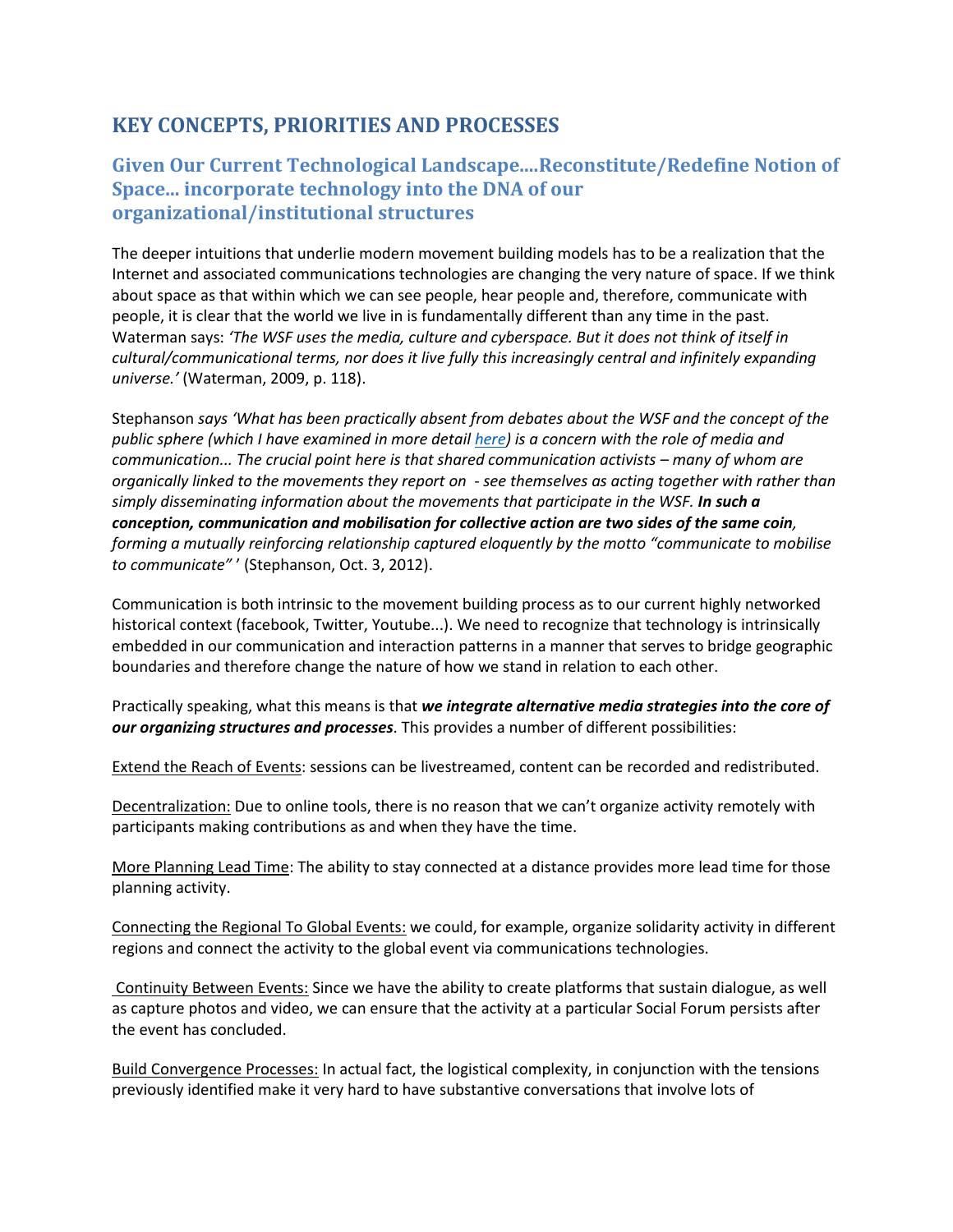## KEY CONCEPTS, PRIORITIES AND PROCESSES

### Given Our Current Technological Landscape....Reconstitute/Redefine Notion of Space... incorporate technology into the DNA of our organizational/institutional structures

The deeper intuitions that underlie modern movement building models has to be a realization that the Internet and associated communications technologies are changing the very nature of space. If we think about space as that within which we can see people, hear people and, therefore, communicate with people, it is clear that the world we live in is fundamentally different than any time in the past. Waterman says: *'The WSF uses the media, culture and cyberspace. But it does not think of itself in cultural/communicational terms, nor does it live fully this increasingly central and infinitely expanding universe.'* (Waterman, 2009, p. 118).

Stephanson *says 'What has been practically absent from debates about the WSF and the concept of the public sphere (which I have examined in more detail [here](here)) is a concern with the role of media and communication... The crucial point here is that shared communication activists – many of whom are organically linked to the movements they report on - see themselves as acting together with rather than simply disseminating information about the movements that participate in the WSF.* ***In such a conception, communication and mobilisation for collective action are two sides of the same coin****, forming a mutually reinforcing relationship captured eloquently by the motto "communicate to mobilise to communicate"* ' (Stephanson, Oct. 3, 2012).

Communication is both intrinsic to the movement building process as to our current highly networked historical context (facebook, Twitter, Youtube...). We need to recognize that technology is intrinsically embedded in our communication and interaction patterns in a manner that serves to bridge geographic boundaries and therefore change the nature of how we stand in relation to each other.

Practically speaking, what this means is that ***we integrate alternative media strategies into the core of our organizing structures and processes***. This provides a number of different possibilities:

<u>Extend the Reach of Events</u>: sessions can be livestreamed, content can be recorded and redistributed.

<u>Decentralization:</u> Due to online tools, there is no reason that we can't organize activity remotely with participants making contributions as and when they have the time.

<u>More Planning Lead Time</u>: The ability to stay connected at a distance provides more lead time for those planning activity.

<u>Connecting the Regional To Global Events:</u> we could, for example, organize solidarity activity in different regions and connect the activity to the global event via communications technologies.

<u>Continuity Between Events:</u> Since we have the ability to create platforms that sustain dialogue, as well as capture photos and video, we can ensure that the activity at a particular Social Forum persists after the event has concluded.

<u>Build Convergence Processes:</u> In actual fact, the logistical complexity, in conjunction with the tensions previously identified make it very hard to have substantive conversations that involve lots of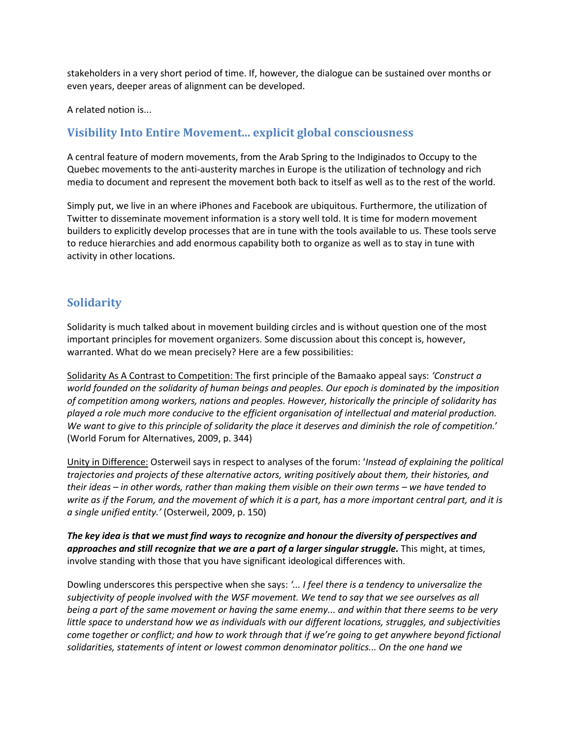stakeholders in a very short period of time. If, however, the dialogue can be sustained over months or even years, deeper areas of alignment can be developed.

A related notion is...

## Visibility Into Entire Movement... explicit global consciousness

A central feature of modern movements, from the Arab Spring to the Indiginados to Occupy to the Quebec movements to the anti-austerity marches in Europe is the utilization of technology and rich media to document and represent the movement both back to itself as well as to the rest of the world.

Simply put, we live in an where iPhones and Facebook are ubiquitous. Furthermore, the utilization of Twitter to disseminate movement information is a story well told. It is time for modern movement builders to explicitly develop processes that are in tune with the tools available to us. These tools serve to reduce hierarchies and add enormous capability both to organize as well as to stay in tune with activity in other locations.

## Solidarity

Solidarity is much talked about in movement building circles and is without question one of the most important principles for movement organizers. Some discussion about this concept is, however, warranted. What do we mean precisely? Here are a few possibilities:

<u>Solidarity As A Contrast to Competition: The</u> first principle of the Bamaako appeal says: *'Construct a world founded on the solidarity of human beings and peoples. Our epoch is dominated by the imposition of competition among workers, nations and peoples. However, historically the principle of solidarity has played a role much more conducive to the efficient organisation of intellectual and material production. We want to give to this principle of solidarity the place it deserves and diminish the role of competition.*' (World Forum for Alternatives, 2009, p. 344)

<u>Unity in Difference:</u> Osterweil says in respect to analyses of the forum: '*Instead of explaining the political trajectories and projects of these alternative actors, writing positively about them, their histories, and their ideas – in other words, rather than making them visible on their own terms – we have tended to write as if the Forum, and the movement of which it is a part, has a more important central part, and it is a single unified entity.'* (Osterweil, 2009, p. 150)

***The key idea is that we must find ways to recognize and honour the diversity of perspectives and approaches and still recognize that we are a part of a larger singular struggle.*** This might, at times, involve standing with those that you have significant ideological differences with.

Dowling underscores this perspective when she says: *'... I feel there is a tendency to universalize the subjectivity of people involved with the WSF movement. We tend to say that we see ourselves as all being a part of the same movement or having the same enemy... and within that there seems to be very little space to understand how we as individuals with our different locations, struggles, and subjectivities come together or conflict; and how to work through that if we're going to get anywhere beyond fictional solidarities, statements of intent or lowest common denominator politics... On the one hand we*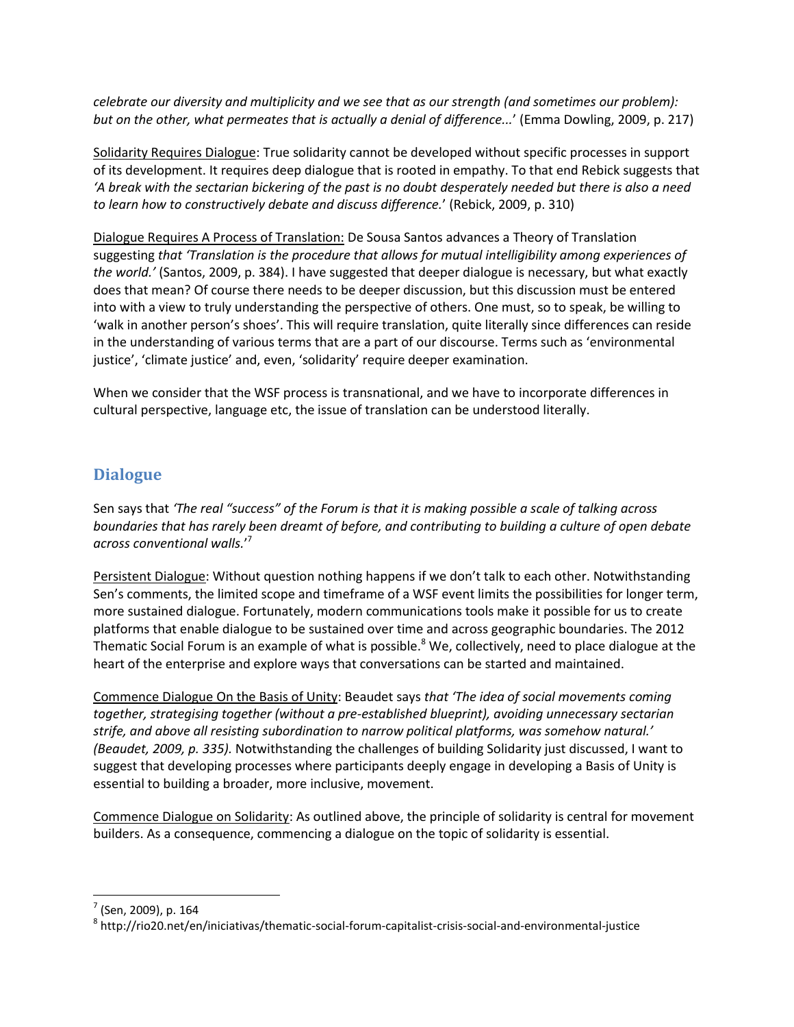*celebrate our diversity and multiplicity and we see that as our strength (and sometimes our problem): but on the other, what permeates that is actually a denial of difference...*' (Emma Dowling, 2009, p. 217)

Solidarity Requires Dialogue: True solidarity cannot be developed without specific processes in support of its development. It requires deep dialogue that is rooted in empathy. To that end Rebick suggests that *'A break with the sectarian bickering of the past is no doubt desperately needed but there is also a need to learn how to constructively debate and discuss difference.*' (Rebick, 2009, p. 310)

Dialogue Requires A Process of Translation: De Sousa Santos advances a Theory of Translation suggesting *that 'Translation is the procedure that allows for mutual intelligibility among experiences of the world.'* (Santos, 2009, p. 384). I have suggested that deeper dialogue is necessary, but what exactly does that mean? Of course there needs to be deeper discussion, but this discussion must be entered into with a view to truly understanding the perspective of others. One must, so to speak, be willing to 'walk in another person's shoes'. This will require translation, quite literally since differences can reside in the understanding of various terms that are a part of our discourse. Terms such as 'environmental justice', 'climate justice' and, even, 'solidarity' require deeper examination.

When we consider that the WSF process is transnational, and we have to incorporate differences in cultural perspective, language etc, the issue of translation can be understood literally.

## Dialogue

Sen says that *'The real "success" of the Forum is that it is making possible a scale of talking across boundaries that has rarely been dreamt of before, and contributing to building a culture of open debate across conventional walls.*'[7]

Persistent Dialogue: Without question nothing happens if we don't talk to each other. Notwithstanding Sen's comments, the limited scope and timeframe of a WSF event limits the possibilities for longer term, more sustained dialogue. Fortunately, modern communications tools make it possible for us to create platforms that enable dialogue to be sustained over time and across geographic boundaries. The 2012 Thematic Social Forum is an example of what is possible.[8] We, collectively, need to place dialogue at the heart of the enterprise and explore ways that conversations can be started and maintained.

Commence Dialogue On the Basis of Unity: Beaudet says *that 'The idea of social movements coming together, strategising together (without a pre-established blueprint), avoiding unnecessary sectarian strife, and above all resisting subordination to narrow political platforms, was somehow natural.' (Beaudet, 2009, p. 335).* Notwithstanding the challenges of building Solidarity just discussed, I want to suggest that developing processes where participants deeply engage in developing a Basis of Unity is essential to building a broader, more inclusive, movement.

Commence Dialogue on Solidarity: As outlined above, the principle of solidarity is central for movement builders. As a consequence, commencing a dialogue on the topic of solidarity is essential.

---

[7] (Sen, 2009), p. 164

[8] http://rio20.net/en/iniciativas/thematic-social-forum-capitalist-crisis-social-and-environmental-justice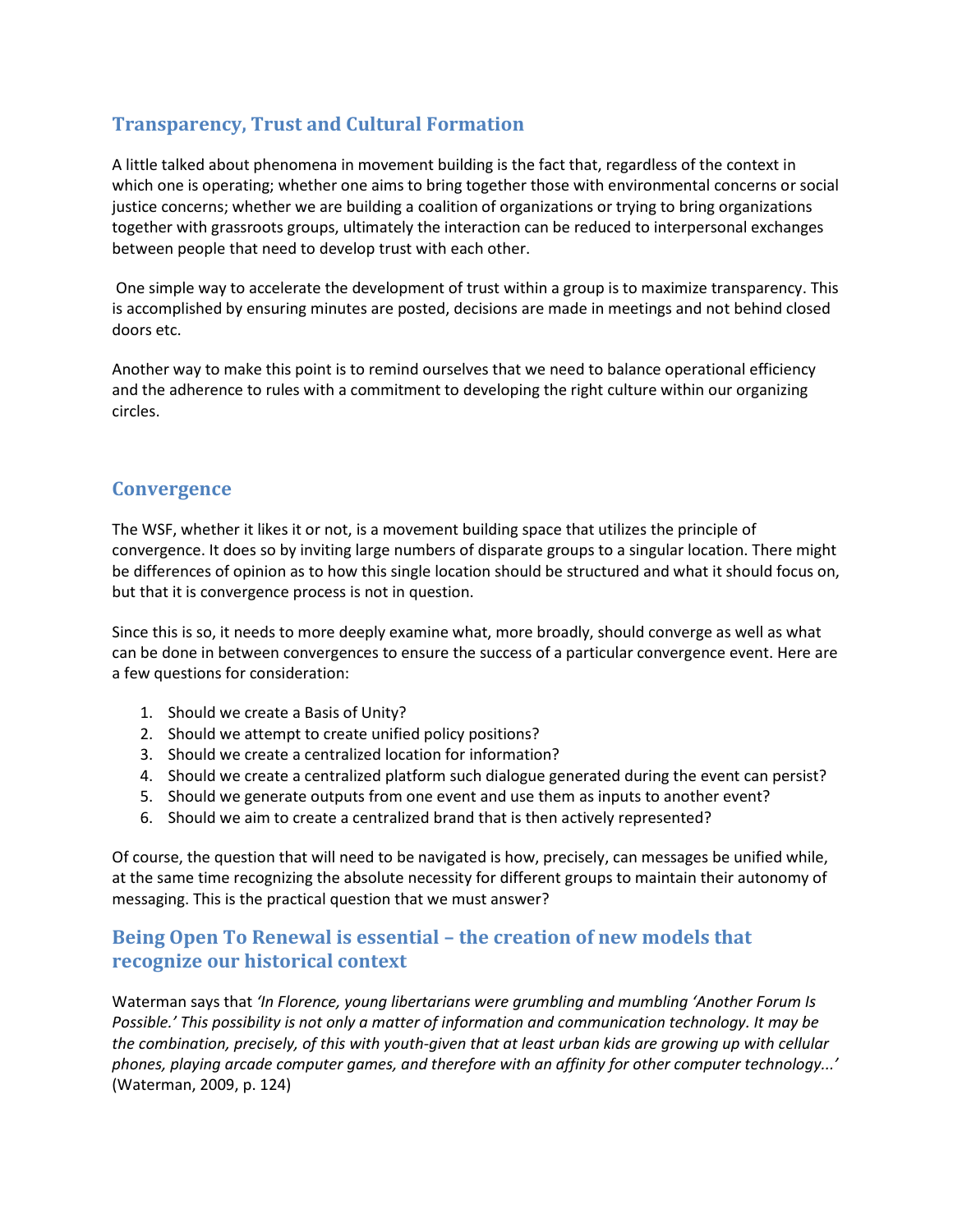## Transparency, Trust and Cultural Formation

A little talked about phenomena in movement building is the fact that, regardless of the context in which one is operating; whether one aims to bring together those with environmental concerns or social justice concerns; whether we are building a coalition of organizations or trying to bring organizations together with grassroots groups, ultimately the interaction can be reduced to interpersonal exchanges between people that need to develop trust with each other.

One simple way to accelerate the development of trust within a group is to maximize transparency. This is accomplished by ensuring minutes are posted, decisions are made in meetings and not behind closed doors etc.

Another way to make this point is to remind ourselves that we need to balance operational efficiency and the adherence to rules with a commitment to developing the right culture within our organizing circles.

## Convergence

The WSF, whether it likes it or not, is a movement building space that utilizes the principle of convergence. It does so by inviting large numbers of disparate groups to a singular location. There might be differences of opinion as to how this single location should be structured and what it should focus on, but that it is convergence process is not in question.

Since this is so, it needs to more deeply examine what, more broadly, should converge as well as what can be done in between convergences to ensure the success of a particular convergence event. Here are a few questions for consideration:

1. Should we create a Basis of Unity?
2. Should we attempt to create unified policy positions?
3. Should we create a centralized location for information?
4. Should we create a centralized platform such dialogue generated during the event can persist?
5. Should we generate outputs from one event and use them as inputs to another event?
6. Should we aim to create a centralized brand that is then actively represented?

Of course, the question that will need to be navigated is how, precisely, can messages be unified while, at the same time recognizing the absolute necessity for different groups to maintain their autonomy of messaging. This is the practical question that we must answer?

## Being Open To Renewal is essential – the creation of new models that recognize our historical context

Waterman says that *'In Florence, young libertarians were grumbling and mumbling 'Another Forum Is Possible.' This possibility is not only a matter of information and communication technology. It may be the combination, precisely, of this with youth-given that at least urban kids are growing up with cellular phones, playing arcade computer games, and therefore with an affinity for other computer technology...'* (Waterman, 2009, p. 124)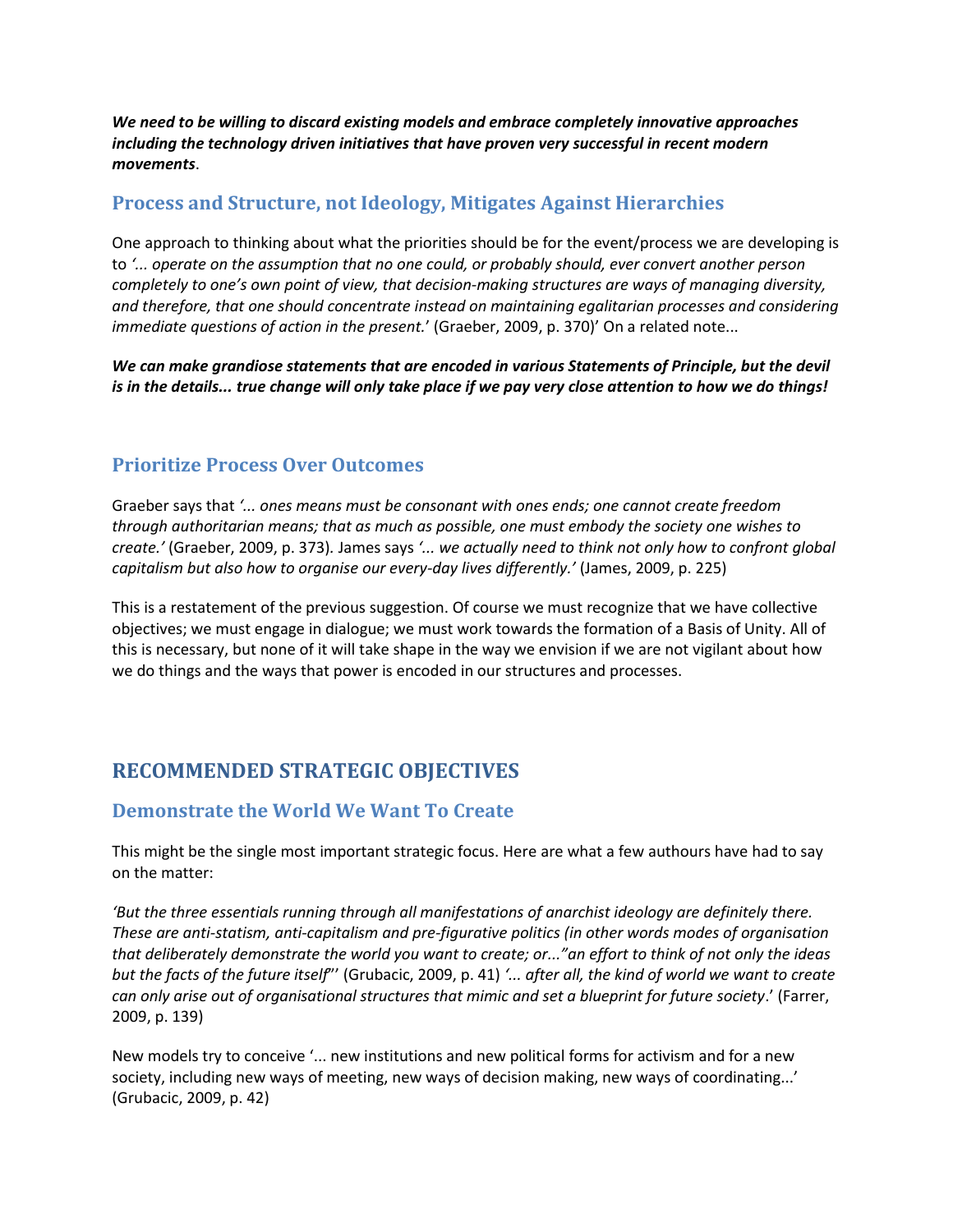***We need to be willing to discard existing models and embrace completely innovative approaches including the technology driven initiatives that have proven very successful in recent modern movements***.

## Process and Structure, not Ideology, Mitigates Against Hierarchies

One approach to thinking about what the priorities should be for the event/process we are developing is to *'... operate on the assumption that no one could, or probably should, ever convert another person completely to one's own point of view, that decision-making structures are ways of managing diversity, and therefore, that one should concentrate instead on maintaining egalitarian processes and considering immediate questions of action in the present.*' (Graeber, 2009, p. 370)' On a related note...

***We can make grandiose statements that are encoded in various Statements of Principle, but the devil is in the details... true change will only take place if we pay very close attention to how we do things!***

## Prioritize Process Over Outcomes

Graeber says that *'... ones means must be consonant with ones ends; one cannot create freedom through authoritarian means; that as much as possible, one must embody the society one wishes to create.'* (Graeber, 2009, p. 373). James says *'... we actually need to think not only how to confront global capitalism but also how to organise our every-day lives differently.'* (James, 2009, p. 225)

This is a restatement of the previous suggestion. Of course we must recognize that we have collective objectives; we must engage in dialogue; we must work towards the formation of a Basis of Unity. All of this is necessary, but none of it will take shape in the way we envision if we are not vigilant about how we do things and the ways that power is encoded in our structures and processes.

# RECOMMENDED STRATEGIC OBJECTIVES

## Demonstrate the World We Want To Create

This might be the single most important strategic focus. Here are what a few authours have had to say on the matter:

*'But the three essentials running through all manifestations of anarchist ideology are definitely there. These are anti-statism, anti-capitalism and pre-figurative politics (in other words modes of organisation that deliberately demonstrate the world you want to create; or..."an effort to think of not only the ideas but the facts of the future itself*"' (Grubacic, 2009, p. 41) *'... after all, the kind of world we want to create can only arise out of organisational structures that mimic and set a blueprint for future society*.' (Farrer, 2009, p. 139)

New models try to conceive '... new institutions and new political forms for activism and for a new society, including new ways of meeting, new ways of decision making, new ways of coordinating...' (Grubacic, 2009, p. 42)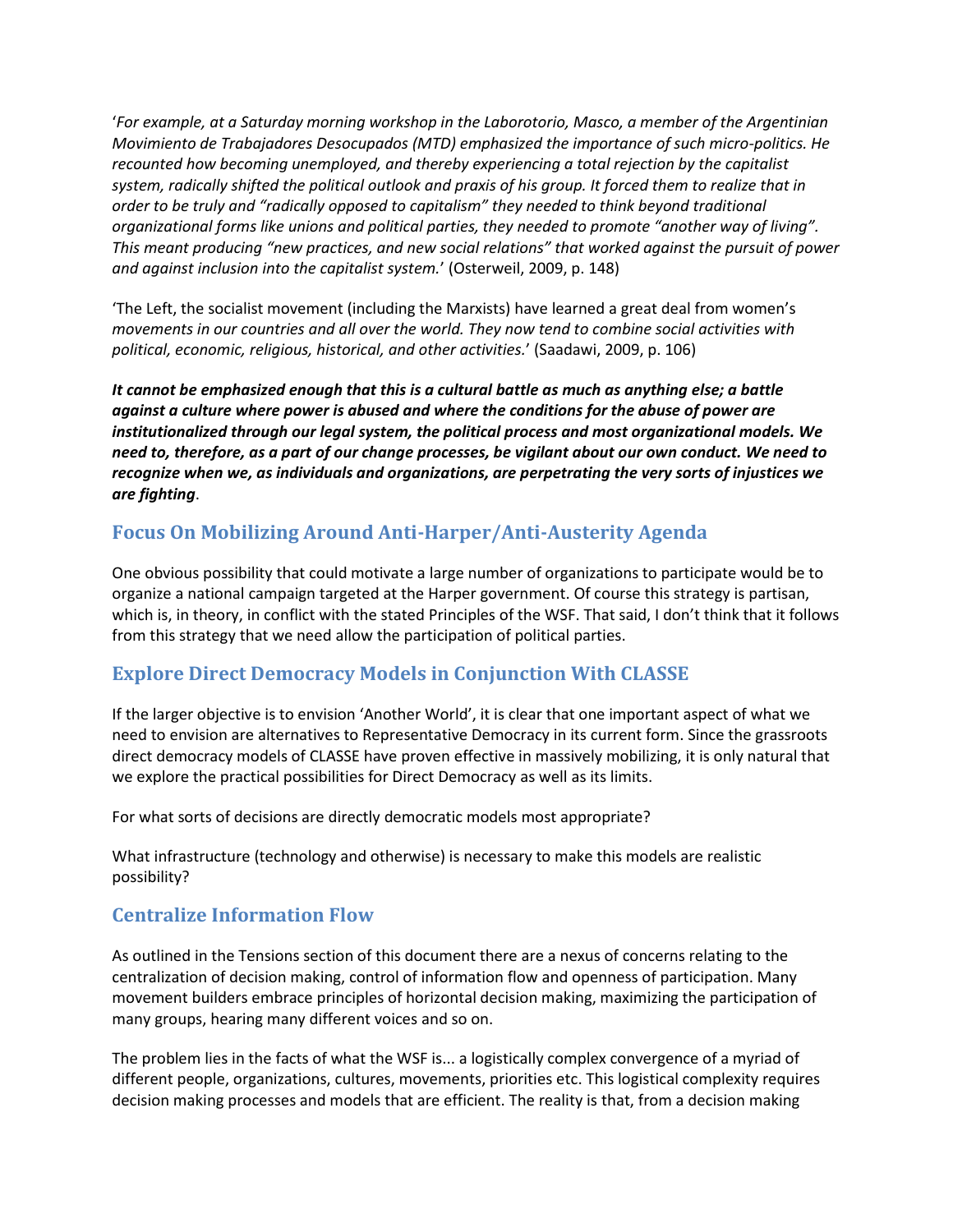'*For example, at a Saturday morning workshop in the Laborotorio, Masco, a member of the Argentinian Movimiento de Trabajadores Desocupados (MTD) emphasized the importance of such micro-politics. He recounted how becoming unemployed, and thereby experiencing a total rejection by the capitalist system, radically shifted the political outlook and praxis of his group. It forced them to realize that in order to be truly and "radically opposed to capitalism" they needed to think beyond traditional organizational forms like unions and political parties, they needed to promote "another way of living". This meant producing "new practices, and new social relations" that worked against the pursuit of power and against inclusion into the capitalist system.*' (Osterweil, 2009, p. 148)

'The Left, the socialist movement (including the Marxists) have learned a great deal from women's *movements in our countries and all over the world. They now tend to combine social activities with political, economic, religious, historical, and other activities.*' (Saadawi, 2009, p. 106)

***It cannot be emphasized enough that this is a cultural battle as much as anything else; a battle against a culture where power is abused and where the conditions for the abuse of power are institutionalized through our legal system, the political process and most organizational models. We need to, therefore, as a part of our change processes, be vigilant about our own conduct. We need to recognize when we, as individuals and organizations, are perpetrating the very sorts of injustices we are fighting***.

## Focus On Mobilizing Around Anti-Harper/Anti-Austerity Agenda

One obvious possibility that could motivate a large number of organizations to participate would be to organize a national campaign targeted at the Harper government. Of course this strategy is partisan, which is, in theory, in conflict with the stated Principles of the WSF. That said, I don't think that it follows from this strategy that we need allow the participation of political parties.

## Explore Direct Democracy Models in Conjunction With CLASSE

If the larger objective is to envision 'Another World', it is clear that one important aspect of what we need to envision are alternatives to Representative Democracy in its current form. Since the grassroots direct democracy models of CLASSE have proven effective in massively mobilizing, it is only natural that we explore the practical possibilities for Direct Democracy as well as its limits.

For what sorts of decisions are directly democratic models most appropriate?

What infrastructure (technology and otherwise) is necessary to make this models are realistic possibility?

## Centralize Information Flow

As outlined in the Tensions section of this document there are a nexus of concerns relating to the centralization of decision making, control of information flow and openness of participation. Many movement builders embrace principles of horizontal decision making, maximizing the participation of many groups, hearing many different voices and so on.

The problem lies in the facts of what the WSF is... a logistically complex convergence of a myriad of different people, organizations, cultures, movements, priorities etc. This logistical complexity requires decision making processes and models that are efficient. The reality is that, from a decision making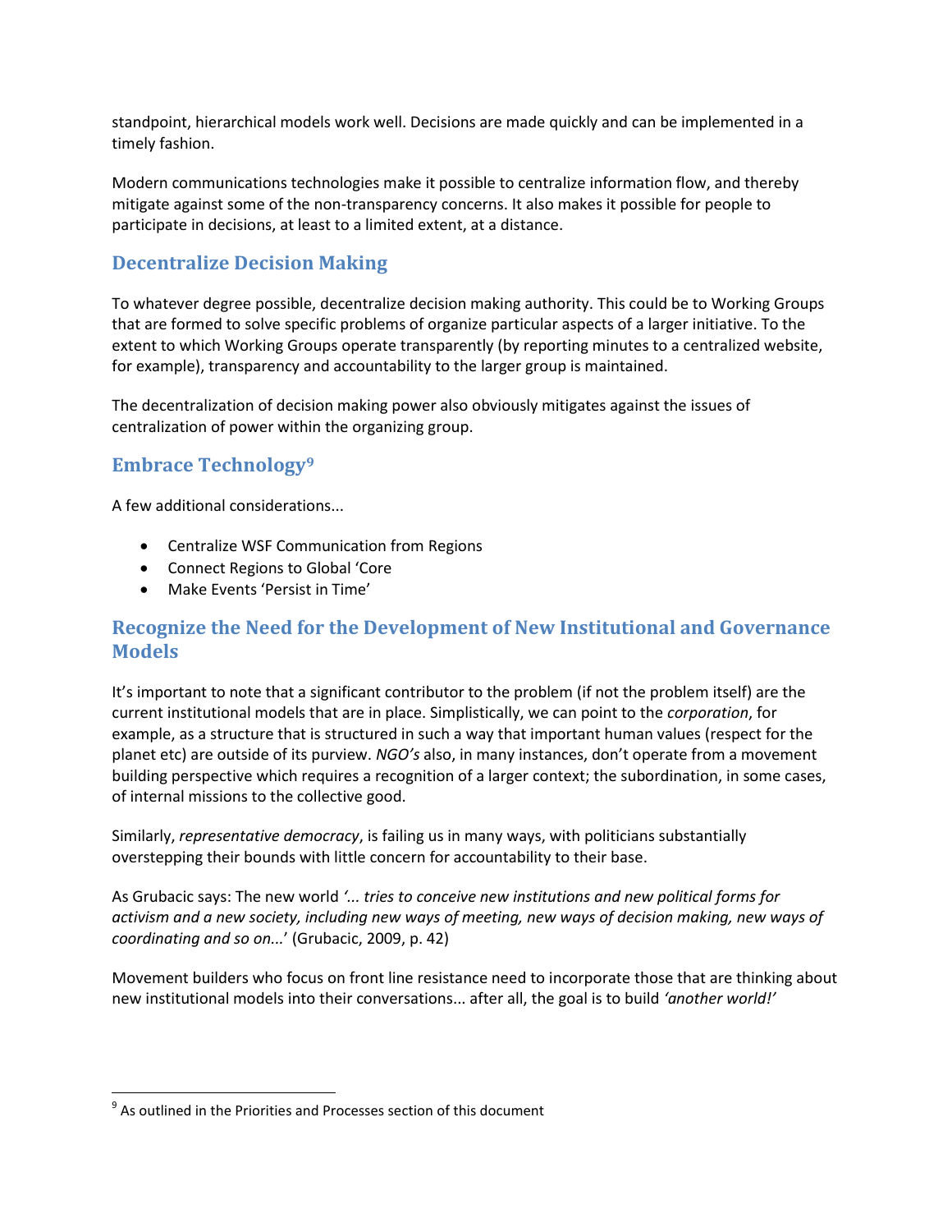standpoint, hierarchical models work well. Decisions are made quickly and can be implemented in a timely fashion.

Modern communications technologies make it possible to centralize information flow, and thereby mitigate against some of the non-transparency concerns. It also makes it possible for people to participate in decisions, at least to a limited extent, at a distance.

## Decentralize Decision Making

To whatever degree possible, decentralize decision making authority. This could be to Working Groups that are formed to solve specific problems of organize particular aspects of a larger initiative. To the extent to which Working Groups operate transparently (by reporting minutes to a centralized website, for example), transparency and accountability to the larger group is maintained.

The decentralization of decision making power also obviously mitigates against the issues of centralization of power within the organizing group.

## Embrace Technology[9]

A few additional considerations...

- Centralize WSF Communication from Regions
- Connect Regions to Global 'Core
- Make Events 'Persist in Time'

## Recognize the Need for the Development of New Institutional and Governance Models

It's important to note that a significant contributor to the problem (if not the problem itself) are the current institutional models that are in place. Simplistically, we can point to the *corporation*, for example, as a structure that is structured in such a way that important human values (respect for the planet etc) are outside of its purview. *NGO's* also, in many instances, don't operate from a movement building perspective which requires a recognition of a larger context; the subordination, in some cases, of internal missions to the collective good.

Similarly, *representative democracy*, is failing us in many ways, with politicians substantially overstepping their bounds with little concern for accountability to their base.

As Grubacic says: The new world *'... tries to conceive new institutions and new political forms for activism and a new society, including new ways of meeting, new ways of decision making, new ways of coordinating and so on...*' (Grubacic, 2009, p. 42)

Movement builders who focus on front line resistance need to incorporate those that are thinking about new institutional models into their conversations... after all, the goal is to build *'another world!'*

---

[9] As outlined in the Priorities and Processes section of this document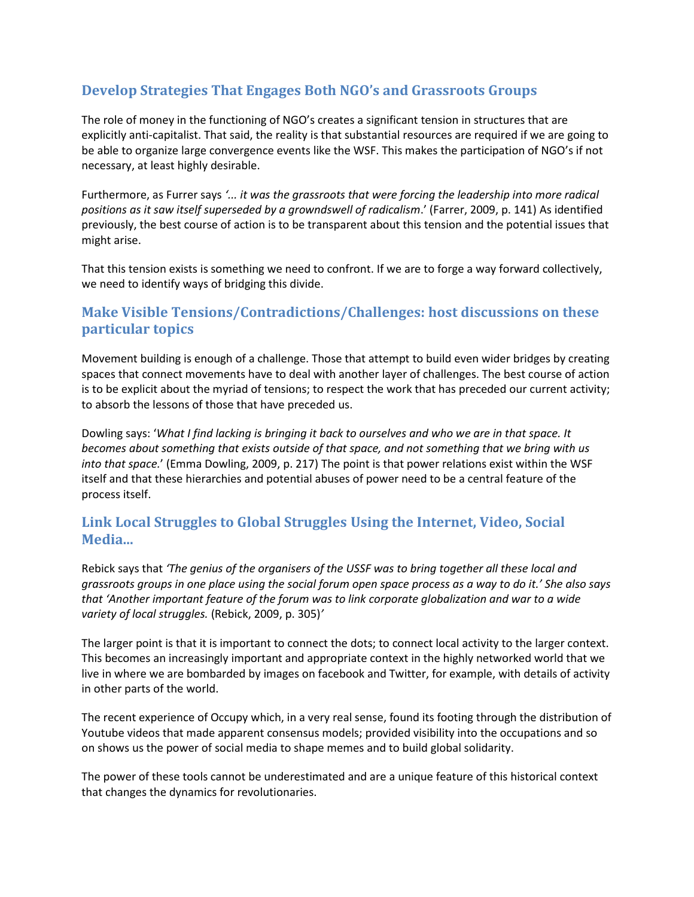## Develop Strategies That Engages Both NGO's and Grassroots Groups

The role of money in the functioning of NGO's creates a significant tension in structures that are explicitly anti-capitalist. That said, the reality is that substantial resources are required if we are going to be able to organize large convergence events like the WSF. This makes the participation of NGO's if not necessary, at least highly desirable.

Furthermore, as Furrer says *'... it was the grassroots that were forcing the leadership into more radical positions as it saw itself superseded by a growndswell of radicalism*.' (Farrer, 2009, p. 141) As identified previously, the best course of action is to be transparent about this tension and the potential issues that might arise.

That this tension exists is something we need to confront. If we are to forge a way forward collectively, we need to identify ways of bridging this divide.

## Make Visible Tensions/Contradictions/Challenges: host discussions on these particular topics

Movement building is enough of a challenge. Those that attempt to build even wider bridges by creating spaces that connect movements have to deal with another layer of challenges. The best course of action is to be explicit about the myriad of tensions; to respect the work that has preceded our current activity; to absorb the lessons of those that have preceded us.

Dowling says: '*What I find lacking is bringing it back to ourselves and who we are in that space. It becomes about something that exists outside of that space, and not something that we bring with us into that space.*' (Emma Dowling, 2009, p. 217) The point is that power relations exist within the WSF itself and that these hierarchies and potential abuses of power need to be a central feature of the process itself.

## Link Local Struggles to Global Struggles Using the Internet, Video, Social Media...

Rebick says that *'The genius of the organisers of the USSF was to bring together all these local and grassroots groups in one place using the social forum open space process as a way to do it.' She also says that 'Another important feature of the forum was to link corporate globalization and war to a wide variety of local struggles.* (Rebick, 2009, p. 305)*'*

The larger point is that it is important to connect the dots; to connect local activity to the larger context. This becomes an increasingly important and appropriate context in the highly networked world that we live in where we are bombarded by images on facebook and Twitter, for example, with details of activity in other parts of the world.

The recent experience of Occupy which, in a very real sense, found its footing through the distribution of Youtube videos that made apparent consensus models; provided visibility into the occupations and so on shows us the power of social media to shape memes and to build global solidarity.

The power of these tools cannot be underestimated and are a unique feature of this historical context that changes the dynamics for revolutionaries.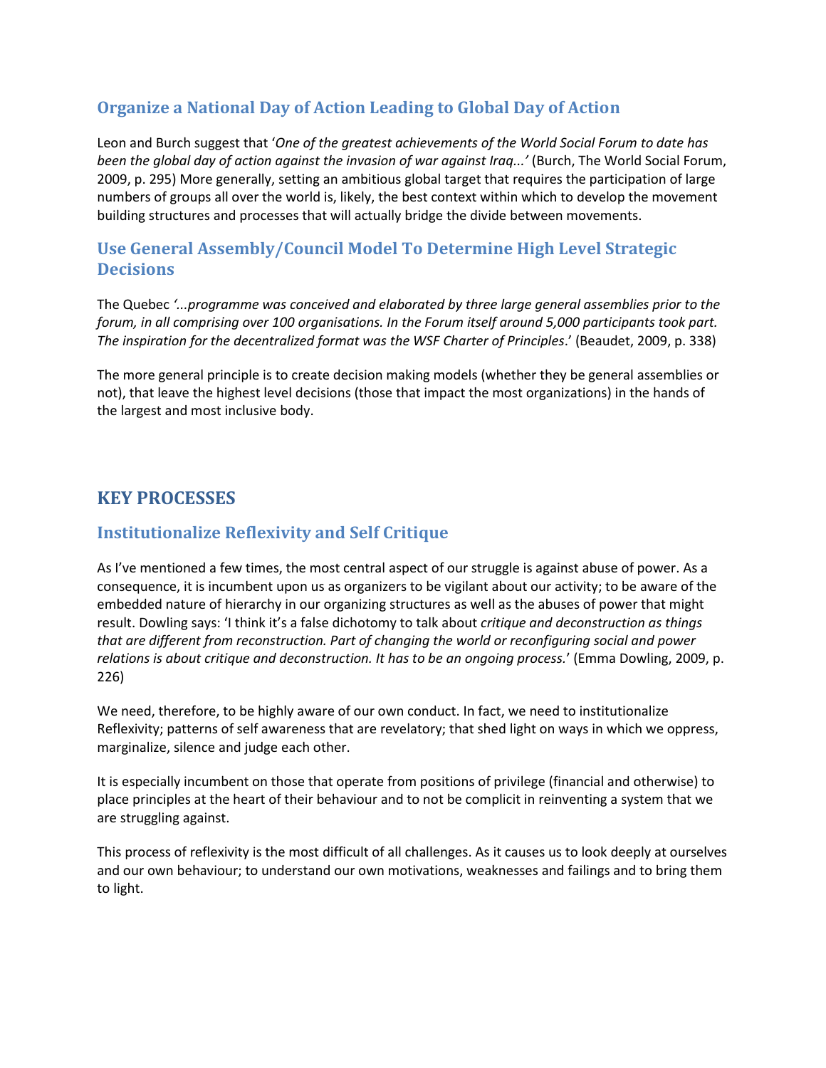### Organize a National Day of Action Leading to Global Day of Action

Leon and Burch suggest that '*One of the greatest achievements of the World Social Forum to date has been the global day of action against the invasion of war against Iraq...'* (Burch, The World Social Forum, 2009, p. 295) More generally, setting an ambitious global target that requires the participation of large numbers of groups all over the world is, likely, the best context within which to develop the movement building structures and processes that will actually bridge the divide between movements.

### Use General Assembly/Council Model To Determine High Level Strategic Decisions

The Quebec *'...programme was conceived and elaborated by three large general assemblies prior to the forum, in all comprising over 100 organisations. In the Forum itself around 5,000 participants took part. The inspiration for the decentralized format was the WSF Charter of Principles*.' (Beaudet, 2009, p. 338)

The more general principle is to create decision making models (whether they be general assemblies or not), that leave the highest level decisions (those that impact the most organizations) in the hands of the largest and most inclusive body.

## KEY PROCESSES

### Institutionalize Reflexivity and Self Critique

As I've mentioned a few times, the most central aspect of our struggle is against abuse of power. As a consequence, it is incumbent upon us as organizers to be vigilant about our activity; to be aware of the embedded nature of hierarchy in our organizing structures as well as the abuses of power that might result. Dowling says: 'I think it's a false dichotomy to talk about *critique and deconstruction as things that are different from reconstruction. Part of changing the world or reconfiguring social and power relations is about critique and deconstruction. It has to be an ongoing process.*' (Emma Dowling, 2009, p. 226)

We need, therefore, to be highly aware of our own conduct. In fact, we need to institutionalize Reflexivity; patterns of self awareness that are revelatory; that shed light on ways in which we oppress, marginalize, silence and judge each other.

It is especially incumbent on those that operate from positions of privilege (financial and otherwise) to place principles at the heart of their behaviour and to not be complicit in reinventing a system that we are struggling against.

This process of reflexivity is the most difficult of all challenges. As it causes us to look deeply at ourselves and our own behaviour; to understand our own motivations, weaknesses and failings and to bring them to light.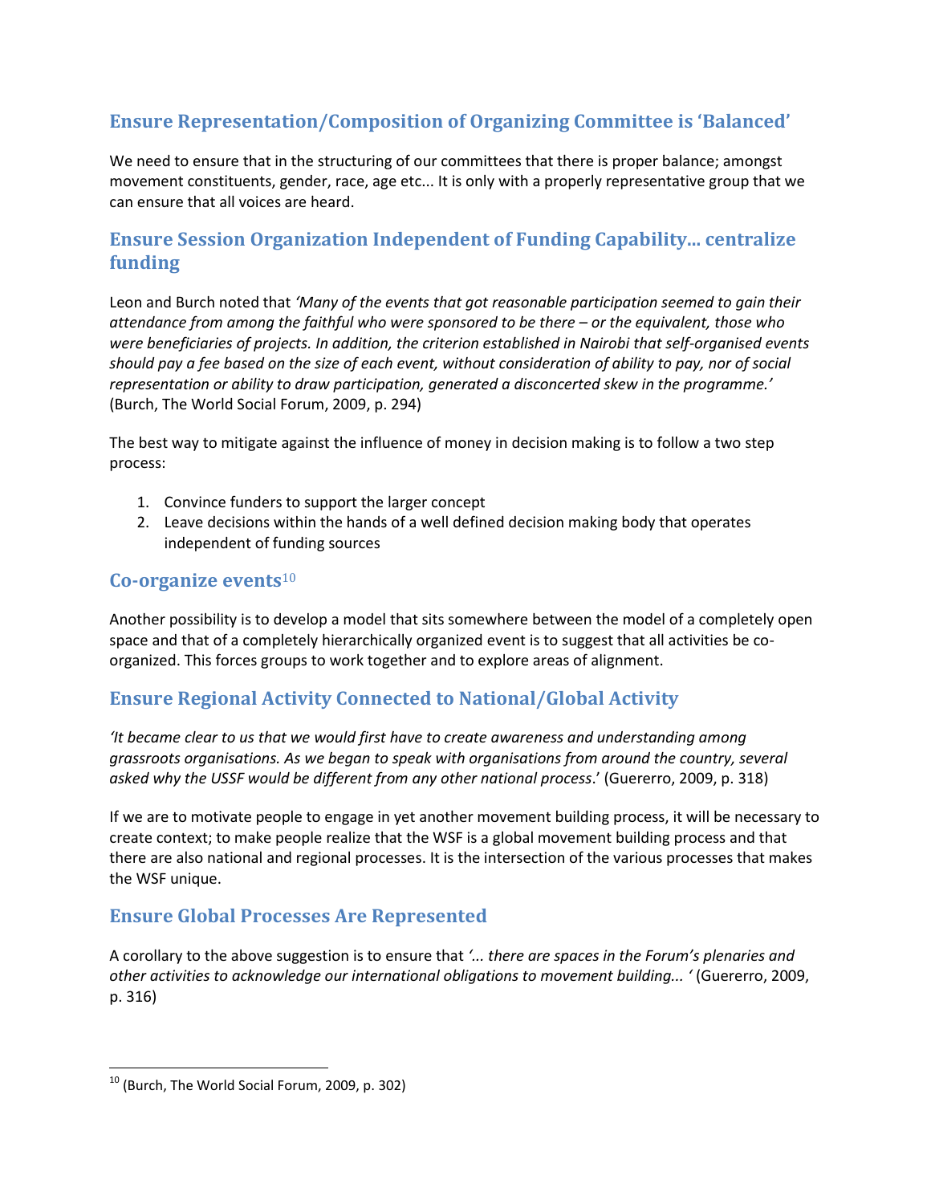## Ensure Representation/Composition of Organizing Committee is 'Balanced'

We need to ensure that in the structuring of our committees that there is proper balance; amongst movement constituents, gender, race, age etc... It is only with a properly representative group that we can ensure that all voices are heard.

## Ensure Session Organization Independent of Funding Capability... centralize funding

Leon and Burch noted that *'Many of the events that got reasonable participation seemed to gain their attendance from among the faithful who were sponsored to be there – or the equivalent, those who were beneficiaries of projects. In addition, the criterion established in Nairobi that self-organised events should pay a fee based on the size of each event, without consideration of ability to pay, nor of social representation or ability to draw participation, generated a disconcerted skew in the programme.'* (Burch, The World Social Forum, 2009, p. 294)

The best way to mitigate against the influence of money in decision making is to follow a two step process:

1. Convince funders to support the larger concept
2. Leave decisions within the hands of a well defined decision making body that operates independent of funding sources

## Co-organize events[10]

Another possibility is to develop a model that sits somewhere between the model of a completely open space and that of a completely hierarchically organized event is to suggest that all activities be co-organized. This forces groups to work together and to explore areas of alignment.

## Ensure Regional Activity Connected to National/Global Activity

*'It became clear to us that we would first have to create awareness and understanding among grassroots organisations. As we began to speak with organisations from around the country, several asked why the USSF would be different from any other national process*.' (Guererro, 2009, p. 318)

If we are to motivate people to engage in yet another movement building process, it will be necessary to create context; to make people realize that the WSF is a global movement building process and that there are also national and regional processes. It is the intersection of the various processes that makes the WSF unique.

## Ensure Global Processes Are Represented

A corollary to the above suggestion is to ensure that *'... there are spaces in the Forum's plenaries and other activities to acknowledge our international obligations to movement building... '* (Guererro, 2009, p. 316)

---

[10] (Burch, The World Social Forum, 2009, p. 302)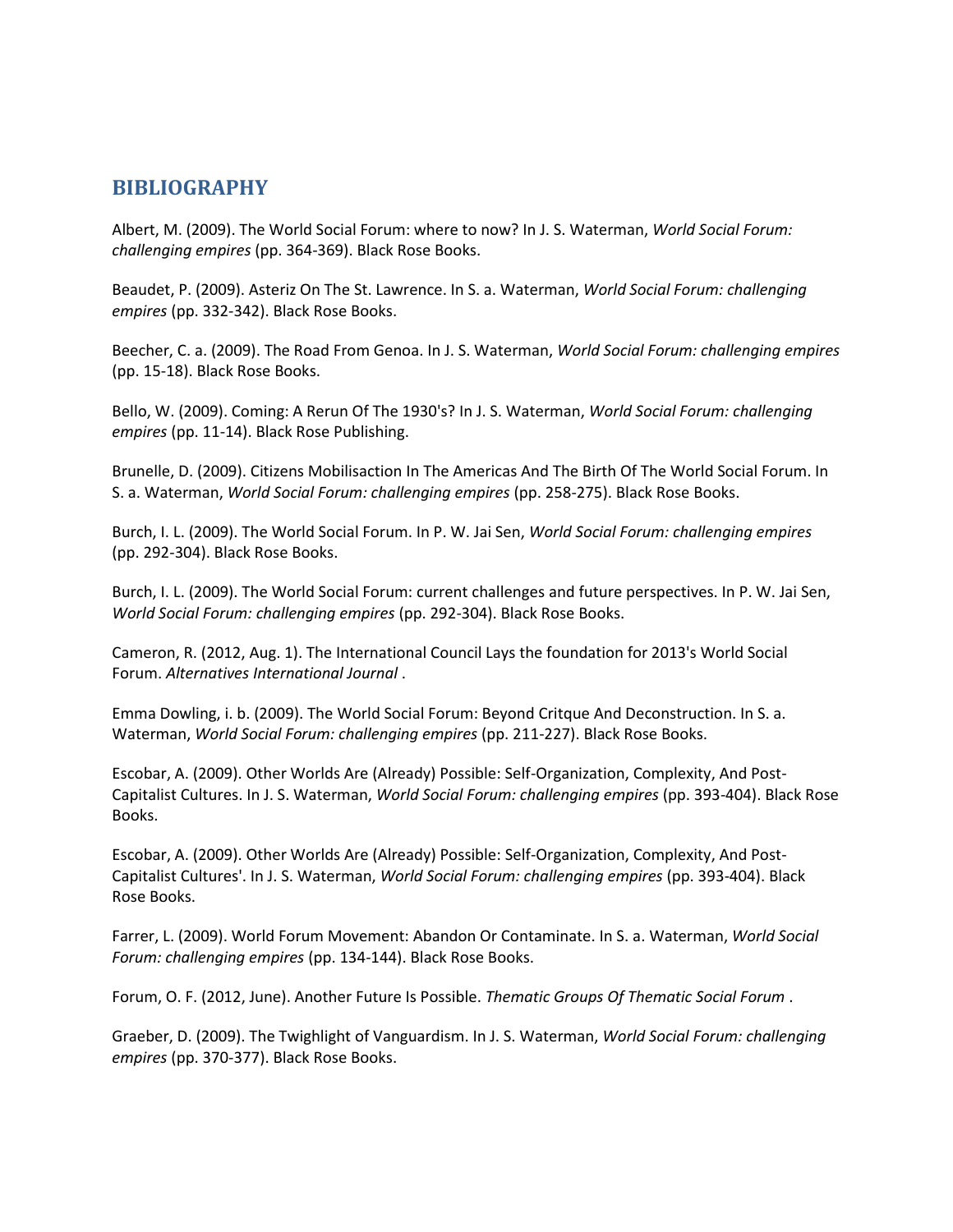# BIBLIOGRAPHY

Albert, M. (2009). The World Social Forum: where to now? In J. S. Waterman, *World Social Forum: challenging empires* (pp. 364-369). Black Rose Books.

Beaudet, P. (2009). Asteriz On The St. Lawrence. In S. a. Waterman, *World Social Forum: challenging empires* (pp. 332-342). Black Rose Books.

Beecher, C. a. (2009). The Road From Genoa. In J. S. Waterman, *World Social Forum: challenging empires* (pp. 15-18). Black Rose Books.

Bello, W. (2009). Coming: A Rerun Of The 1930's? In J. S. Waterman, *World Social Forum: challenging empires* (pp. 11-14). Black Rose Publishing.

Brunelle, D. (2009). Citizens Mobilisaction In The Americas And The Birth Of The World Social Forum. In S. a. Waterman, *World Social Forum: challenging empires* (pp. 258-275). Black Rose Books.

Burch, I. L. (2009). The World Social Forum. In P. W. Jai Sen, *World Social Forum: challenging empires* (pp. 292-304). Black Rose Books.

Burch, I. L. (2009). The World Social Forum: current challenges and future perspectives. In P. W. Jai Sen, *World Social Forum: challenging empires* (pp. 292-304). Black Rose Books.

Cameron, R. (2012, Aug. 1). The International Council Lays the foundation for 2013's World Social Forum. *Alternatives International Journal* .

Emma Dowling, i. b. (2009). The World Social Forum: Beyond Critque And Deconstruction. In S. a. Waterman, *World Social Forum: challenging empires* (pp. 211-227). Black Rose Books.

Escobar, A. (2009). Other Worlds Are (Already) Possible: Self-Organization, Complexity, And Post-Capitalist Cultures. In J. S. Waterman, *World Social Forum: challenging empires* (pp. 393-404). Black Rose Books.

Escobar, A. (2009). Other Worlds Are (Already) Possible: Self-Organization, Complexity, And Post-Capitalist Cultures'. In J. S. Waterman, *World Social Forum: challenging empires* (pp. 393-404). Black Rose Books.

Farrer, L. (2009). World Forum Movement: Abandon Or Contaminate. In S. a. Waterman, *World Social Forum: challenging empires* (pp. 134-144). Black Rose Books.

Forum, O. F. (2012, June). Another Future Is Possible. *Thematic Groups Of Thematic Social Forum* .

Graeber, D. (2009). The Twighlight of Vanguardism. In J. S. Waterman, *World Social Forum: challenging empires* (pp. 370-377). Black Rose Books.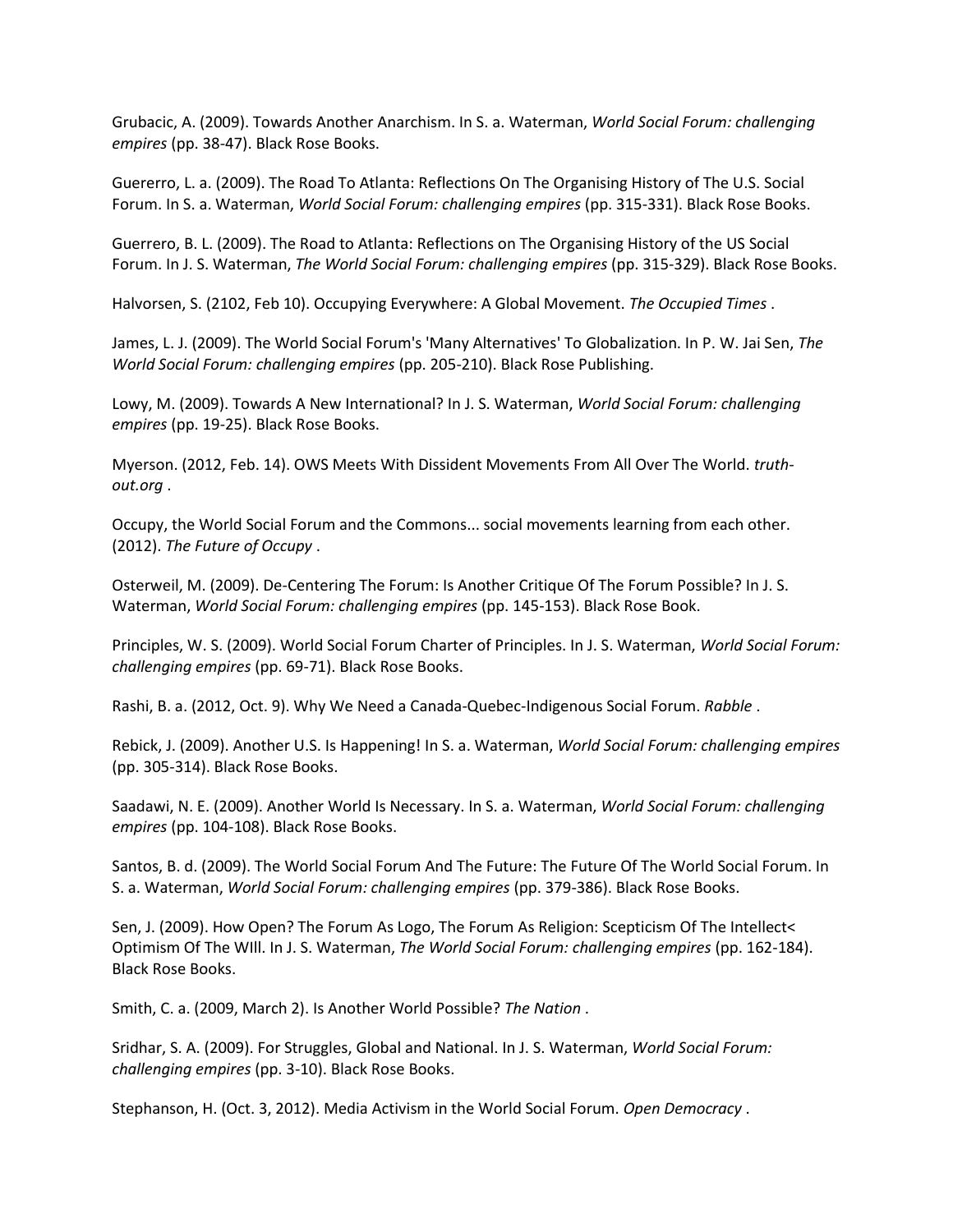Grubacic, A. (2009). Towards Another Anarchism. In S. a. Waterman, *World Social Forum: challenging empires* (pp. 38-47). Black Rose Books.

Guererro, L. a. (2009). The Road To Atlanta: Reflections On The Organising History of The U.S. Social Forum. In S. a. Waterman, *World Social Forum: challenging empires* (pp. 315-331). Black Rose Books.

Guerrero, B. L. (2009). The Road to Atlanta: Reflections on The Organising History of the US Social Forum. In J. S. Waterman, *The World Social Forum: challenging empires* (pp. 315-329). Black Rose Books.

Halvorsen, S. (2102, Feb 10). Occupying Everywhere: A Global Movement. *The Occupied Times* .

James, L. J. (2009). The World Social Forum's 'Many Alternatives' To Globalization. In P. W. Jai Sen, *The World Social Forum: challenging empires* (pp. 205-210). Black Rose Publishing.

Lowy, M. (2009). Towards A New International? In J. S. Waterman, *World Social Forum: challenging empires* (pp. 19-25). Black Rose Books.

Myerson. (2012, Feb. 14). OWS Meets With Dissident Movements From All Over The World. *truth-out.org* .

Occupy, the World Social Forum and the Commons... social movements learning from each other. (2012). *The Future of Occupy* .

Osterweil, M. (2009). De-Centering The Forum: Is Another Critique Of The Forum Possible? In J. S. Waterman, *World Social Forum: challenging empires* (pp. 145-153). Black Rose Book.

Principles, W. S. (2009). World Social Forum Charter of Principles. In J. S. Waterman, *World Social Forum: challenging empires* (pp. 69-71). Black Rose Books.

Rashi, B. a. (2012, Oct. 9). Why We Need a Canada-Quebec-Indigenous Social Forum. *Rabble* .

Rebick, J. (2009). Another U.S. Is Happening! In S. a. Waterman, *World Social Forum: challenging empires* (pp. 305-314). Black Rose Books.

Saadawi, N. E. (2009). Another World Is Necessary. In S. a. Waterman, *World Social Forum: challenging empires* (pp. 104-108). Black Rose Books.

Santos, B. d. (2009). The World Social Forum And The Future: The Future Of The World Social Forum. In S. a. Waterman, *World Social Forum: challenging empires* (pp. 379-386). Black Rose Books.

Sen, J. (2009). How Open? The Forum As Logo, The Forum As Religion: Scepticism Of The Intellect< Optimism Of The WIll. In J. S. Waterman, *The World Social Forum: challenging empires* (pp. 162-184). Black Rose Books.

Smith, C. a. (2009, March 2). Is Another World Possible? *The Nation* .

Sridhar, S. A. (2009). For Struggles, Global and National. In J. S. Waterman, *World Social Forum: challenging empires* (pp. 3-10). Black Rose Books.

Stephanson, H. (Oct. 3, 2012). Media Activism in the World Social Forum. *Open Democracy* .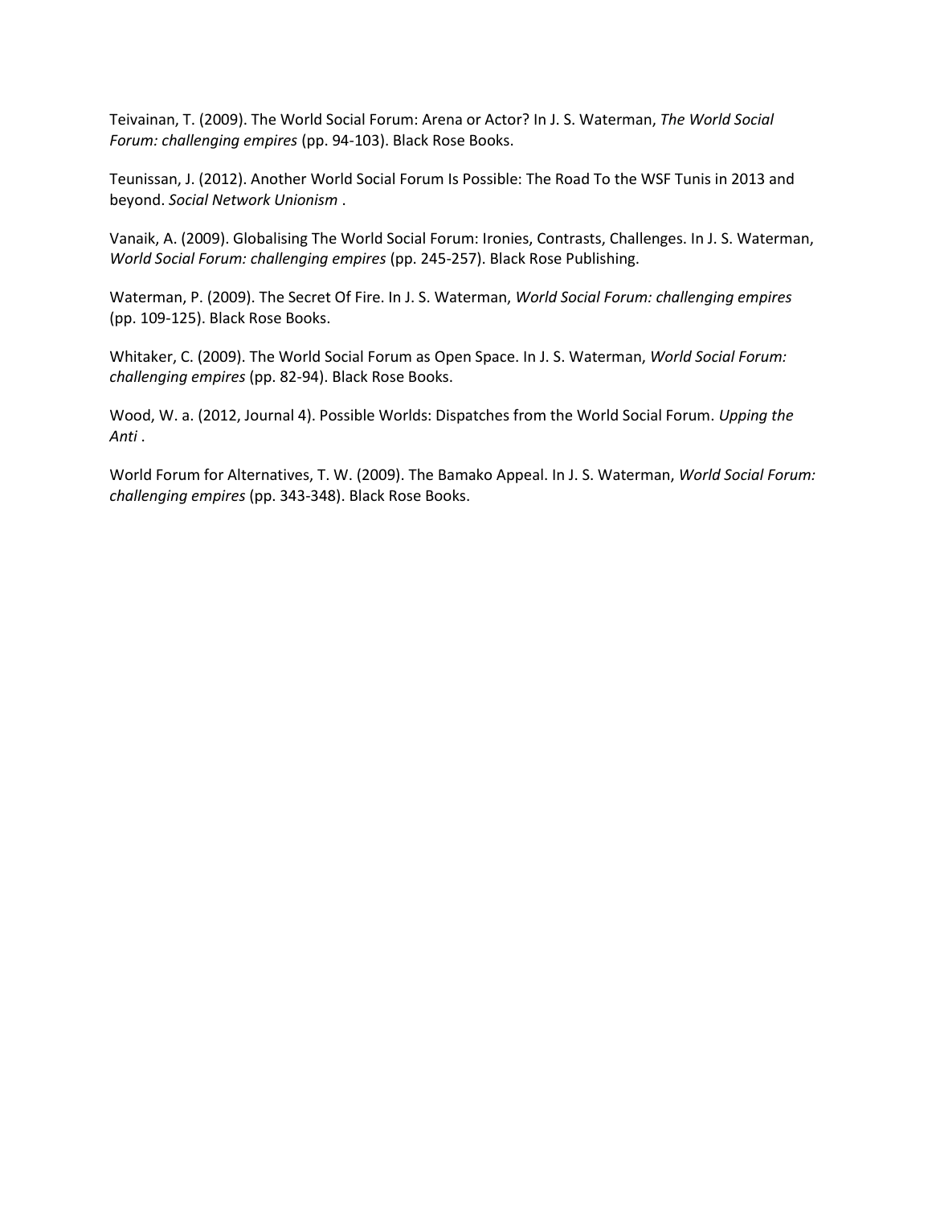Teivainan, T. (2009). The World Social Forum: Arena or Actor? In J. S. Waterman, *The World Social Forum: challenging empires* (pp. 94-103). Black Rose Books.

Teunissan, J. (2012). Another World Social Forum Is Possible: The Road To the WSF Tunis in 2013 and beyond. *Social Network Unionism* .

Vanaik, A. (2009). Globalising The World Social Forum: Ironies, Contrasts, Challenges. In J. S. Waterman, *World Social Forum: challenging empires* (pp. 245-257). Black Rose Publishing.

Waterman, P. (2009). The Secret Of Fire. In J. S. Waterman, *World Social Forum: challenging empires* (pp. 109-125). Black Rose Books.

Whitaker, C. (2009). The World Social Forum as Open Space. In J. S. Waterman, *World Social Forum: challenging empires* (pp. 82-94). Black Rose Books.

Wood, W. a. (2012, Journal 4). Possible Worlds: Dispatches from the World Social Forum. *Upping the Anti* .

World Forum for Alternatives, T. W. (2009). The Bamako Appeal. In J. S. Waterman, *World Social Forum: challenging empires* (pp. 343-348). Black Rose Books.